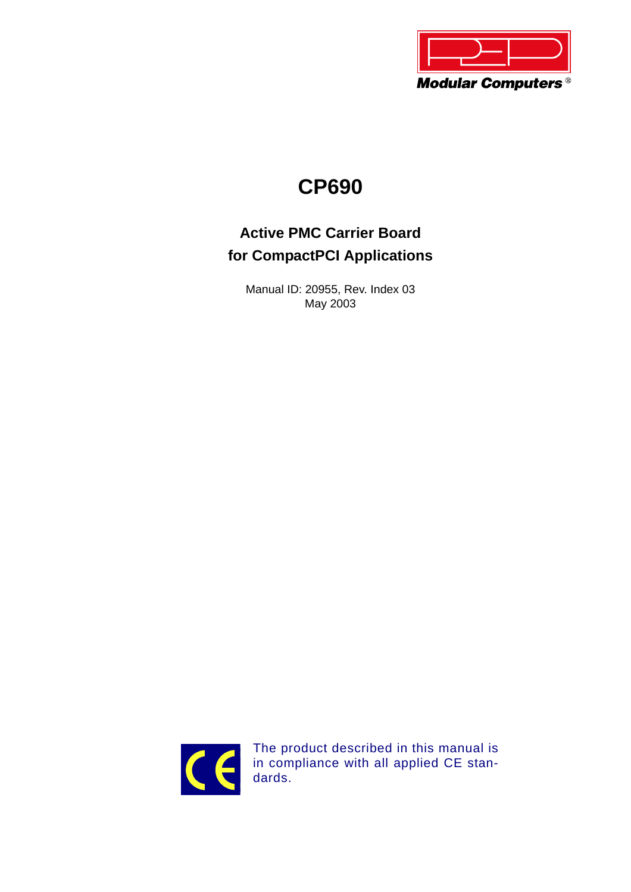Modular Computers®

# CP690

## Active PMC Carrier Board for CompactPCI Applications

Manual ID: 20955, Rev. Index 03
May 2003

The product described in this manual is in compliance with all applied CE standards.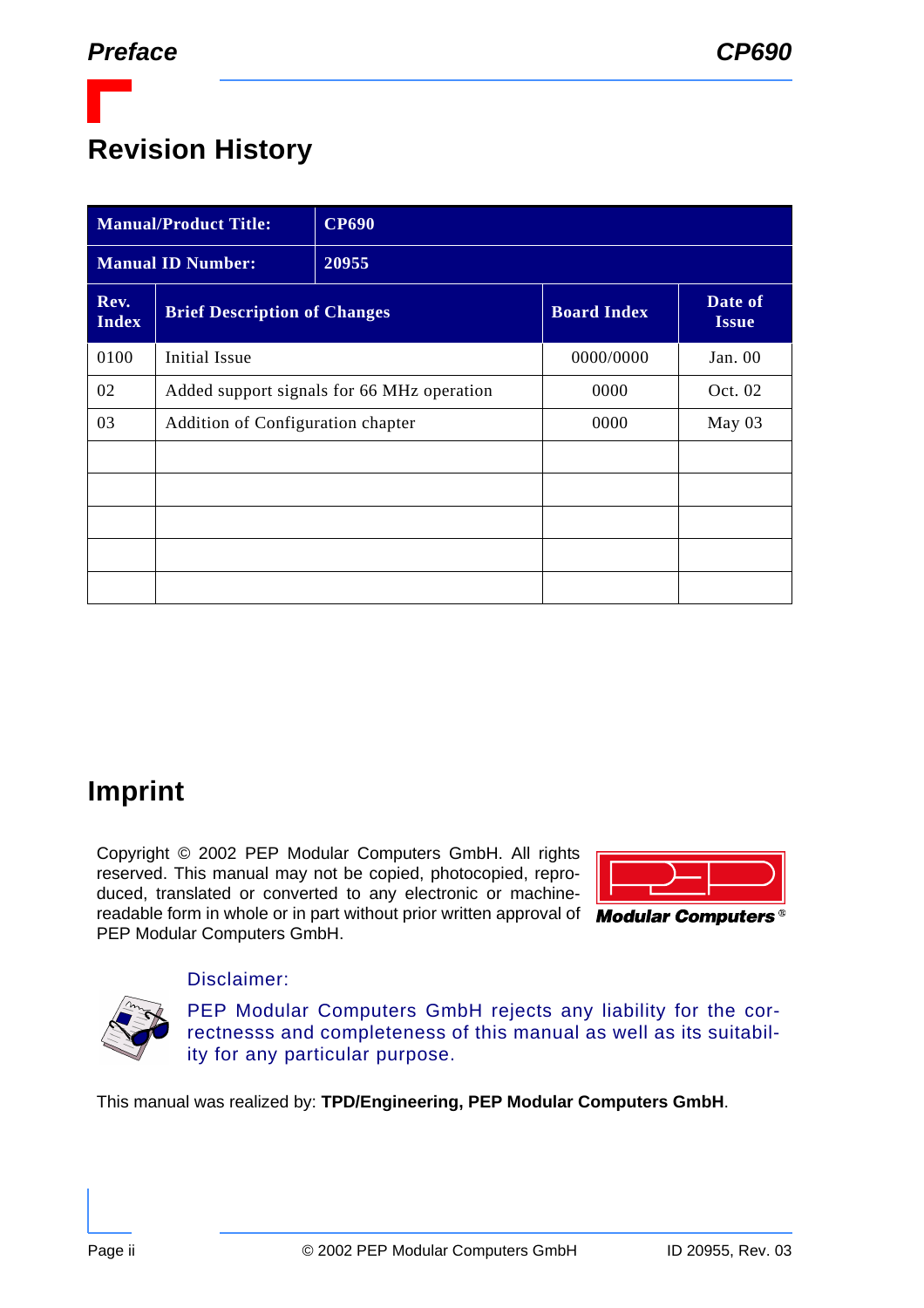## Revision History

| Manual/Product Title: | CP690 | | |
|---|---|---|---|
| **Manual ID Number:** | **20955** | | |
| **Rev. Index** | **Brief Description of Changes** | **Board Index** | **Date of Issue** |
| 0100 | Initial Issue | 0000/0000 | Jan. 00 |
| 02 | Added support signals for 66 MHz operation | 0000 | Oct. 02 |
| 03 | Addition of Configuration chapter | 0000 | May 03 |
| | | | |
| | | | |
| | | | |
| | | | |
| | | | |

## Imprint

Copyright © 2002 PEP Modular Computers GmbH. All rights reserved. This manual may not be copied, photocopied, reproduced, translated or converted to any electronic or machine-readable form in whole or in part without prior written approval of PEP Modular Computers GmbH.

Disclaimer:

PEP Modular Computers GmbH rejects any liability for the correctnesss and completeness of this manual as well as its suitability for any particular purpose.

This manual was realized by: **TPD/Engineering, PEP Modular Computers GmbH**.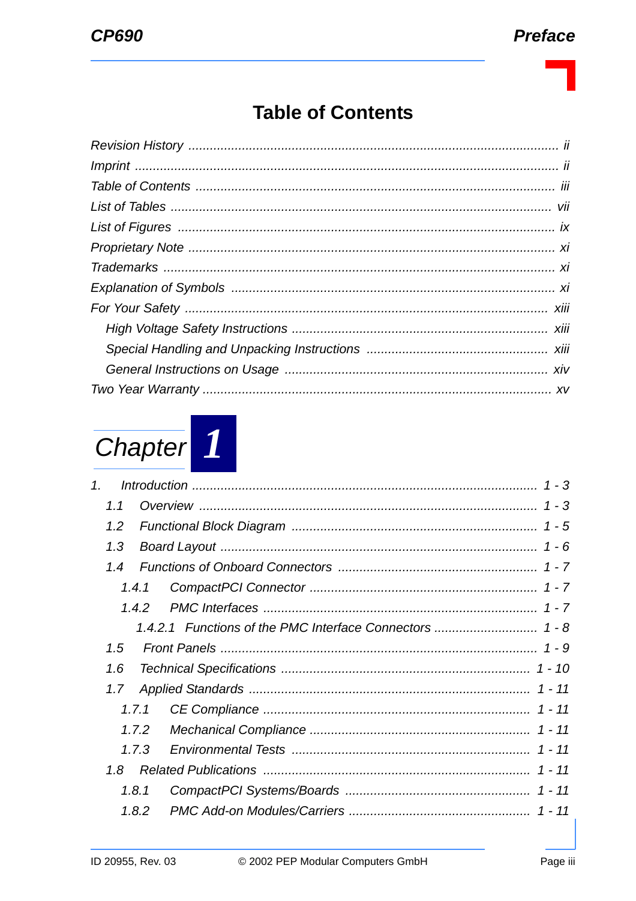# Table of Contents

Revision History ..... ii
Imprint ..... ii
Table of Contents ..... iii
List of Tables ..... vii
List of Figures ..... ix
Proprietary Note ..... xi
Trademarks ..... xi
Explanation of Symbols ..... xi
For Your Safety ..... xiii
  High Voltage Safety Instructions ..... xiii
  Special Handling and Unpacking Instructions ..... xiii
  General Instructions on Usage ..... xiv
Two Year Warranty ..... xv

## Chapter 1

1. Introduction ..... 1 - 3
  1.1 Overview ..... 1 - 3
  1.2 Functional Block Diagram ..... 1 - 5
  1.3 Board Layout ..... 1 - 6
  1.4 Functions of Onboard Connectors ..... 1 - 7
    1.4.1 CompactPCI Connector ..... 1 - 7
    1.4.2 PMC Interfaces ..... 1 - 7
      1.4.2.1 Functions of the PMC Interface Connectors ..... 1 - 8
  1.5 Front Panels ..... 1 - 9
  1.6 Technical Specifications ..... 1 - 10
  1.7 Applied Standards ..... 1 - 11
    1.7.1 CE Compliance ..... 1 - 11
    1.7.2 Mechanical Compliance ..... 1 - 11
    1.7.3 Environmental Tests ..... 1 - 11
  1.8 Related Publications ..... 1 - 11
    1.8.1 CompactPCI Systems/Boards ..... 1 - 11
    1.8.2 PMC Add-on Modules/Carriers ..... 1 - 11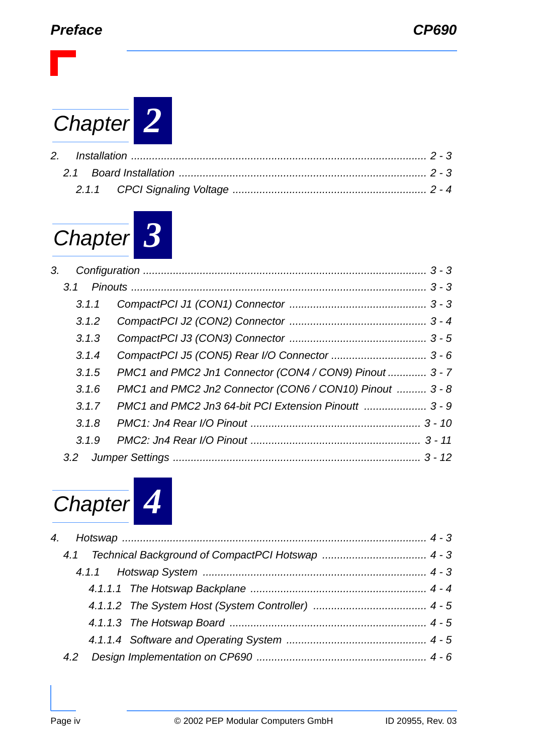## Chapter 2

2. Installation ........ 2 - 3
   - 2.1 Board Installation ........ 2 - 3
     - 2.1.1 CPCI Signaling Voltage ........ 2 - 4

## Chapter 3

3. Configuration ........ 3 - 3
   - 3.1 Pinouts ........ 3 - 3
     - 3.1.1 CompactPCI J1 (CON1) Connector ........ 3 - 3
     - 3.1.2 CompactPCI J2 (CON2) Connector ........ 3 - 4
     - 3.1.3 CompactPCI J3 (CON3) Connector ........ 3 - 5
     - 3.1.4 CompactPCI J5 (CON5) Rear I/O Connector ........ 3 - 6
     - 3.1.5 PMC1 and PMC2 Jn1 Connector (CON4 / CON9) Pinout ........ 3 - 7
     - 3.1.6 PMC1 and PMC2 Jn2 Connector (CON6 / CON10) Pinout ........ 3 - 8
     - 3.1.7 PMC1 and PMC2 Jn3 64-bit PCI Extension Pinoutt ........ 3 - 9
     - 3.1.8 PMC1: Jn4 Rear I/O Pinout ........ 3 - 10
     - 3.1.9 PMC2: Jn4 Rear I/O Pinout ........ 3 - 11
   - 3.2 Jumper Settings ........ 3 - 12

## Chapter 4

4. Hotswap ........ 4 - 3
   - 4.1 Technical Background of CompactPCI Hotswap ........ 4 - 3
     - 4.1.1 Hotswap System ........ 4 - 3
       - 4.1.1.1 The Hotswap Backplane ........ 4 - 4
       - 4.1.1.2 The System Host (System Controller) ........ 4 - 5
       - 4.1.1.3 The Hotswap Board ........ 4 - 5
       - 4.1.1.4 Software and Operating System ........ 4 - 5
   - 4.2 Design Implementation on CP690 ........ 4 - 6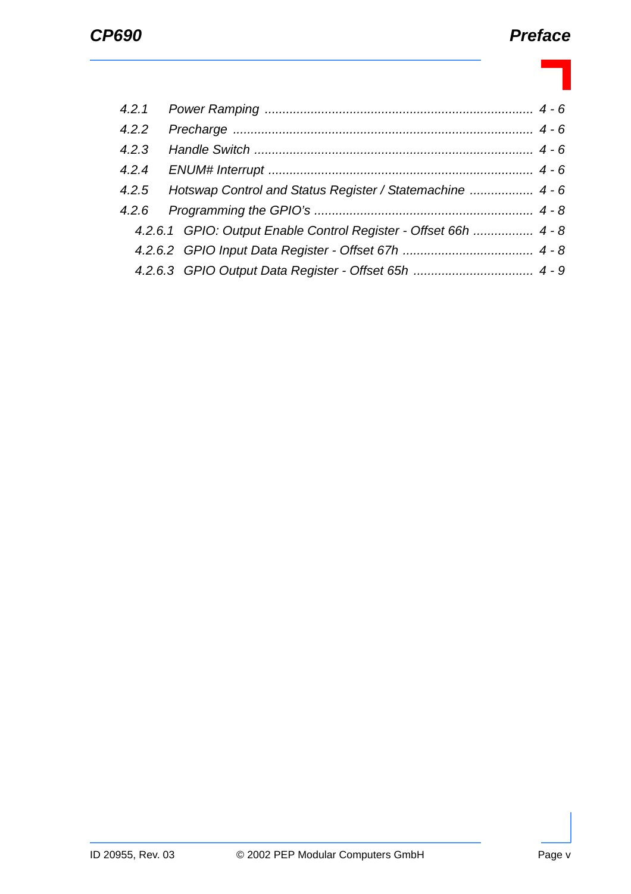| | | |
|---|---|---|
| *4.2.1* | *Power Ramping* | *4 - 6* |
| *4.2.2* | *Precharge* | *4 - 6* |
| *4.2.3* | *Handle Switch* | *4 - 6* |
| *4.2.4* | *ENUM# Interrupt* | *4 - 6* |
| *4.2.5* | *Hotswap Control and Status Register / Statemachine* | *4 - 6* |
| *4.2.6* | *Programming the GPIO's* | *4 - 8* |
| *4.2.6.1* | *GPIO: Output Enable Control Register - Offset 66h* | *4 - 8* |
| *4.2.6.2* | *GPIO Input Data Register - Offset 67h* | *4 - 8* |
| *4.2.6.3* | *GPIO Output Data Register - Offset 65h* | *4 - 9* |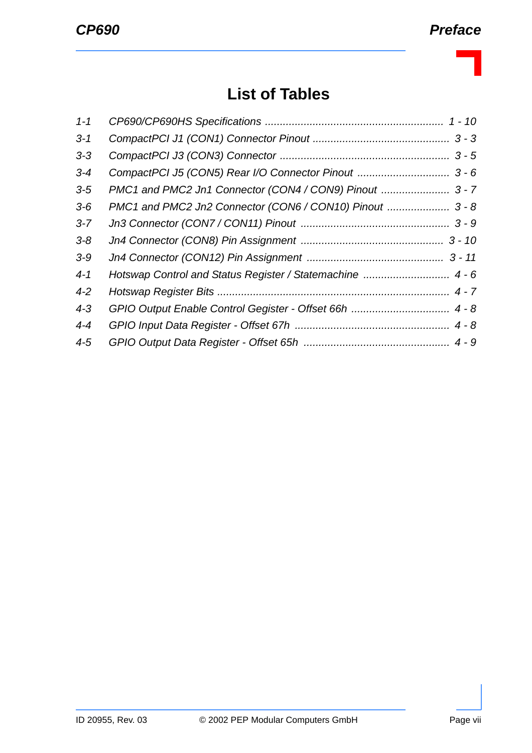# List of Tables

| | | |
|---|---|---|
| *1-1* | *CP690/CP690HS Specifications* | *1 - 10* |
| *3-1* | *CompactPCI J1 (CON1) Connector Pinout* | *3 - 3* |
| *3-3* | *CompactPCI J3 (CON3) Connector* | *3 - 5* |
| *3-4* | *CompactPCI J5 (CON5) Rear I/O Connector Pinout* | *3 - 6* |
| *3-5* | *PMC1 and PMC2 Jn1 Connector (CON4 / CON9) Pinout* | *3 - 7* |
| *3-6* | *PMC1 and PMC2 Jn2 Connector (CON6 / CON10) Pinout* | *3 - 8* |
| *3-7* | *Jn3 Connector (CON7 / CON11) Pinout* | *3 - 9* |
| *3-8* | *Jn4 Connector (CON8) Pin Assignment* | *3 - 10* |
| *3-9* | *Jn4 Connector (CON12) Pin Assignment* | *3 - 11* |
| *4-1* | *Hotswap Control and Status Register / Statemachine* | *4 - 6* |
| *4-2* | *Hotswap Register Bits* | *4 - 7* |
| *4-3* | *GPIO Output Enable Control Gegister - Offset 66h* | *4 - 8* |
| *4-4* | *GPIO Input Data Register - Offset 67h* | *4 - 8* |
| *4-5* | *GPIO Output Data Register - Offset 65h* | *4 - 9* |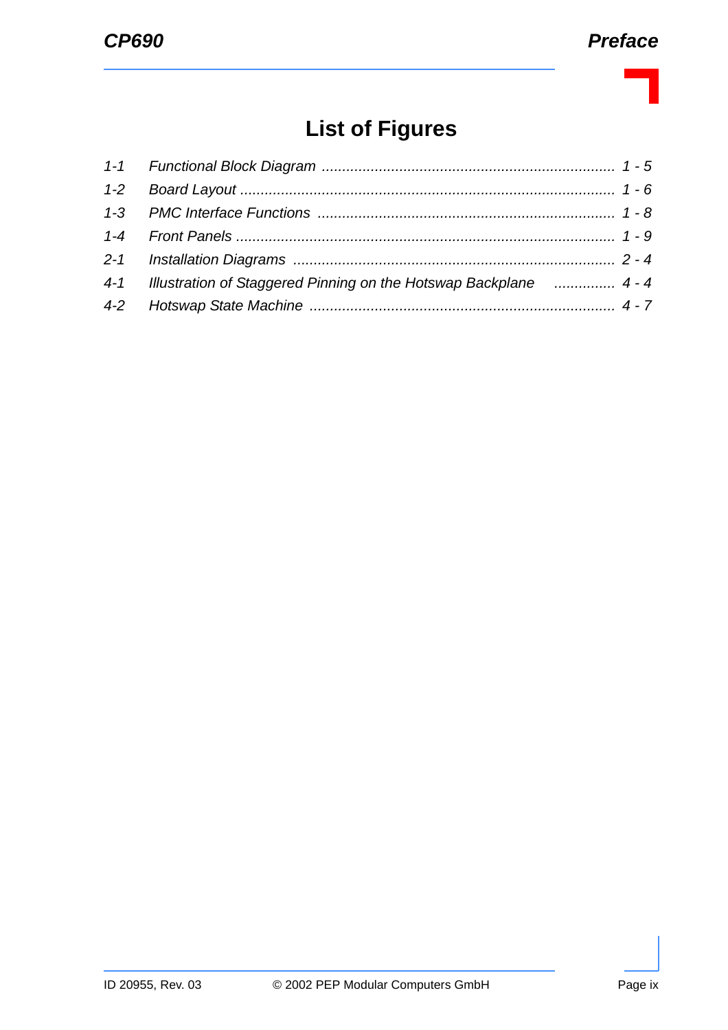# List of Figures

| | | |
|---|---|---|
| *1-1* | *Functional Block Diagram* | *1 - 5* |
| *1-2* | *Board Layout* | *1 - 6* |
| *1-3* | *PMC Interface Functions* | *1 - 8* |
| *1-4* | *Front Panels* | *1 - 9* |
| *2-1* | *Installation Diagrams* | *2 - 4* |
| *4-1* | *Illustration of Staggered Pinning on the Hotswap Backplane* | *4 - 4* |
| *4-2* | *Hotswap State Machine* | *4 - 7* |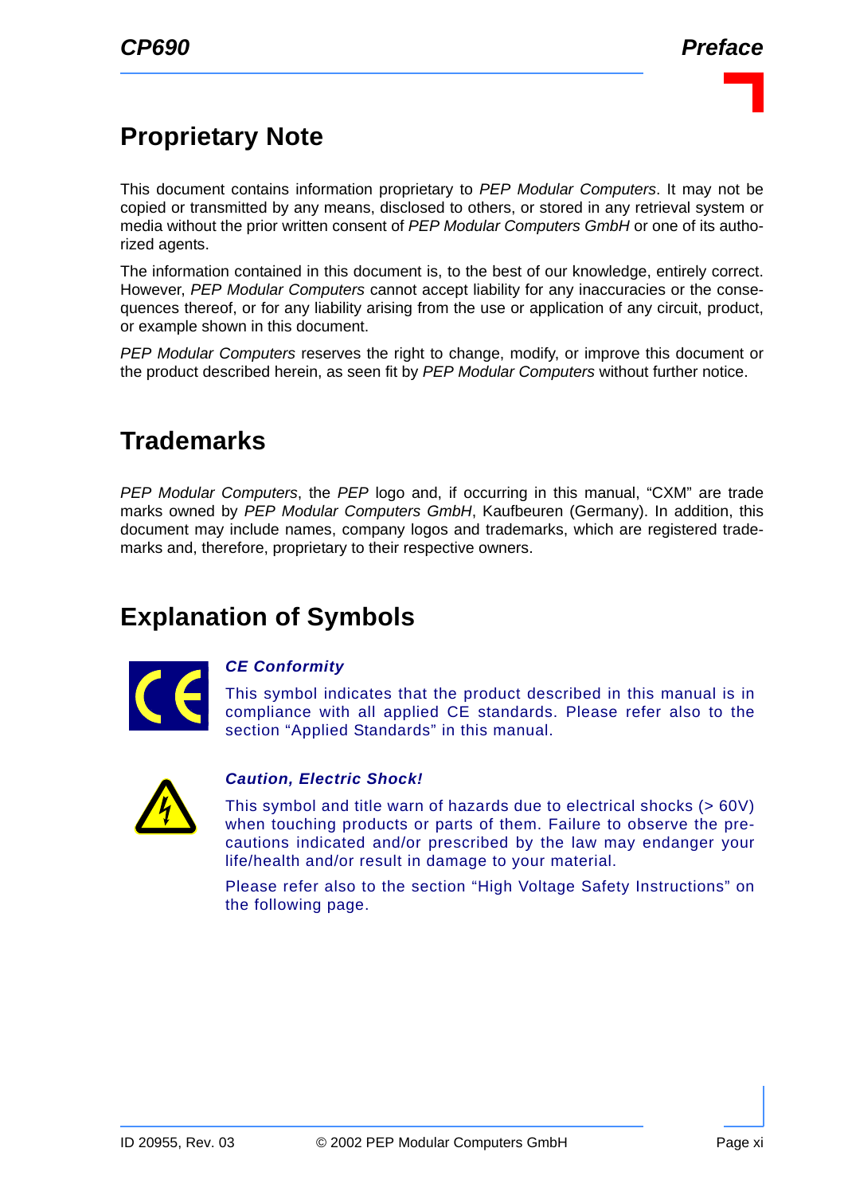## Proprietary Note

This document contains information proprietary to *PEP Modular Computers*. It may not be copied or transmitted by any means, disclosed to others, or stored in any retrieval system or media without the prior written consent of *PEP Modular Computers GmbH* or one of its authorized agents.

The information contained in this document is, to the best of our knowledge, entirely correct. However, *PEP Modular Computers* cannot accept liability for any inaccuracies or the consequences thereof, or for any liability arising from the use or application of any circuit, product, or example shown in this document.

*PEP Modular Computers* reserves the right to change, modify, or improve this document or the product described herein, as seen fit by *PEP Modular Computers* without further notice.

## Trademarks

*PEP Modular Computers*, the *PEP* logo and, if occurring in this manual, “CXM” are trade marks owned by *PEP Modular Computers GmbH*, Kaufbeuren (Germany). In addition, this document may include names, company logos and trademarks, which are registered trademarks and, therefore, proprietary to their respective owners.

## Explanation of Symbols

***CE Conformity***

This symbol indicates that the product described in this manual is in compliance with all applied CE standards. Please refer also to the section “Applied Standards” in this manual.

***Caution, Electric Shock!***

This symbol and title warn of hazards due to electrical shocks (> 60V) when touching products or parts of them. Failure to observe the precautions indicated and/or prescribed by the law may endanger your life/health and/or result in damage to your material.

Please refer also to the section “High Voltage Safety Instructions” on the following page.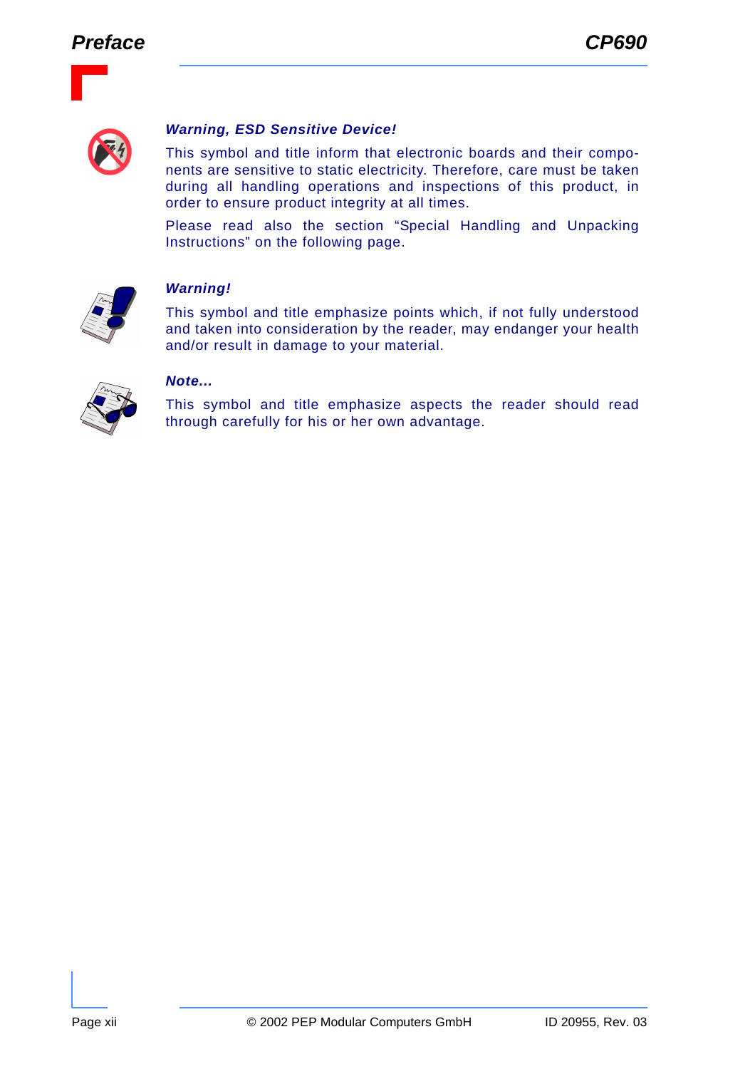***Warning, ESD Sensitive Device!***

This symbol and title inform that electronic boards and their components are sensitive to static electricity. Therefore, care must be taken during all handling operations and inspections of this product, in order to ensure product integrity at all times.

Please read also the section “Special Handling and Unpacking Instructions” on the following page.

***Warning!***

This symbol and title emphasize points which, if not fully understood and taken into consideration by the reader, may endanger your health and/or result in damage to your material.

***Note...***

This symbol and title emphasize aspects the reader should read through carefully for his or her own advantage.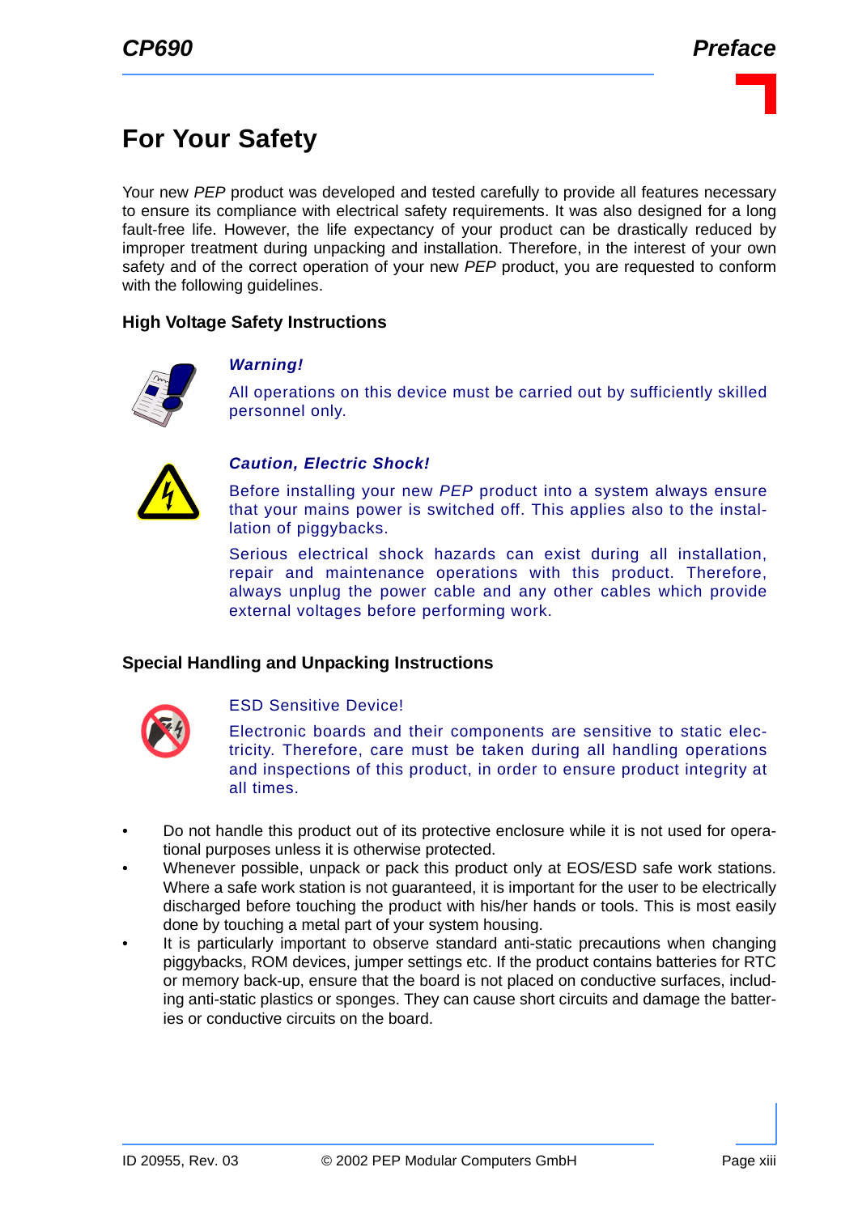# For Your Safety

Your new *PEP* product was developed and tested carefully to provide all features necessary to ensure its compliance with electrical safety requirements. It was also designed for a long fault-free life. However, the life expectancy of your product can be drastically reduced by improper treatment during unpacking and installation. Therefore, in the interest of your own safety and of the correct operation of your new *PEP* product, you are requested to conform with the following guidelines.

### High Voltage Safety Instructions

***Warning!***

All operations on this device must be carried out by sufficiently skilled personnel only.

***Caution, Electric Shock!***

Before installing your new *PEP* product into a system always ensure that your mains power is switched off. This applies also to the installation of piggybacks.

Serious electrical shock hazards can exist during all installation, repair and maintenance operations with this product. Therefore, always unplug the power cable and any other cables which provide external voltages before performing work.

### Special Handling and Unpacking Instructions

ESD Sensitive Device!

Electronic boards and their components are sensitive to static electricity. Therefore, care must be taken during all handling operations and inspections of this product, in order to ensure product integrity at all times.

- Do not handle this product out of its protective enclosure while it is not used for operational purposes unless it is otherwise protected.
- Whenever possible, unpack or pack this product only at EOS/ESD safe work stations. Where a safe work station is not guaranteed, it is important for the user to be electrically discharged before touching the product with his/her hands or tools. This is most easily done by touching a metal part of your system housing.
- It is particularly important to observe standard anti-static precautions when changing piggybacks, ROM devices, jumper settings etc. If the product contains batteries for RTC or memory back-up, ensure that the board is not placed on conductive surfaces, including anti-static plastics or sponges. They can cause short circuits and damage the batteries or conductive circuits on the board.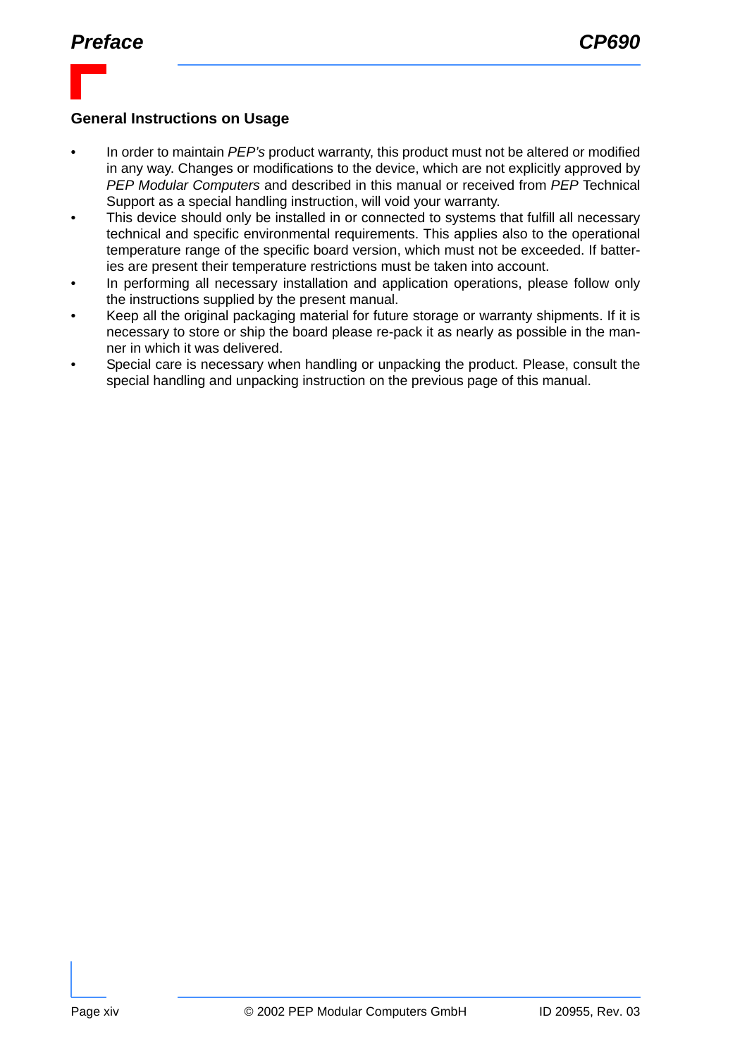## General Instructions on Usage

- In order to maintain *PEP's* product warranty, this product must not be altered or modified in any way. Changes or modifications to the device, which are not explicitly approved by *PEP Modular Computers* and described in this manual or received from *PEP* Technical Support as a special handling instruction, will void your warranty.
- This device should only be installed in or connected to systems that fulfill all necessary technical and specific environmental requirements. This applies also to the operational temperature range of the specific board version, which must not be exceeded. If batteries are present their temperature restrictions must be taken into account.
- In performing all necessary installation and application operations, please follow only the instructions supplied by the present manual.
- Keep all the original packaging material for future storage or warranty shipments. If it is necessary to store or ship the board please re-pack it as nearly as possible in the manner in which it was delivered.
- Special care is necessary when handling or unpacking the product. Please, consult the special handling and unpacking instruction on the previous page of this manual.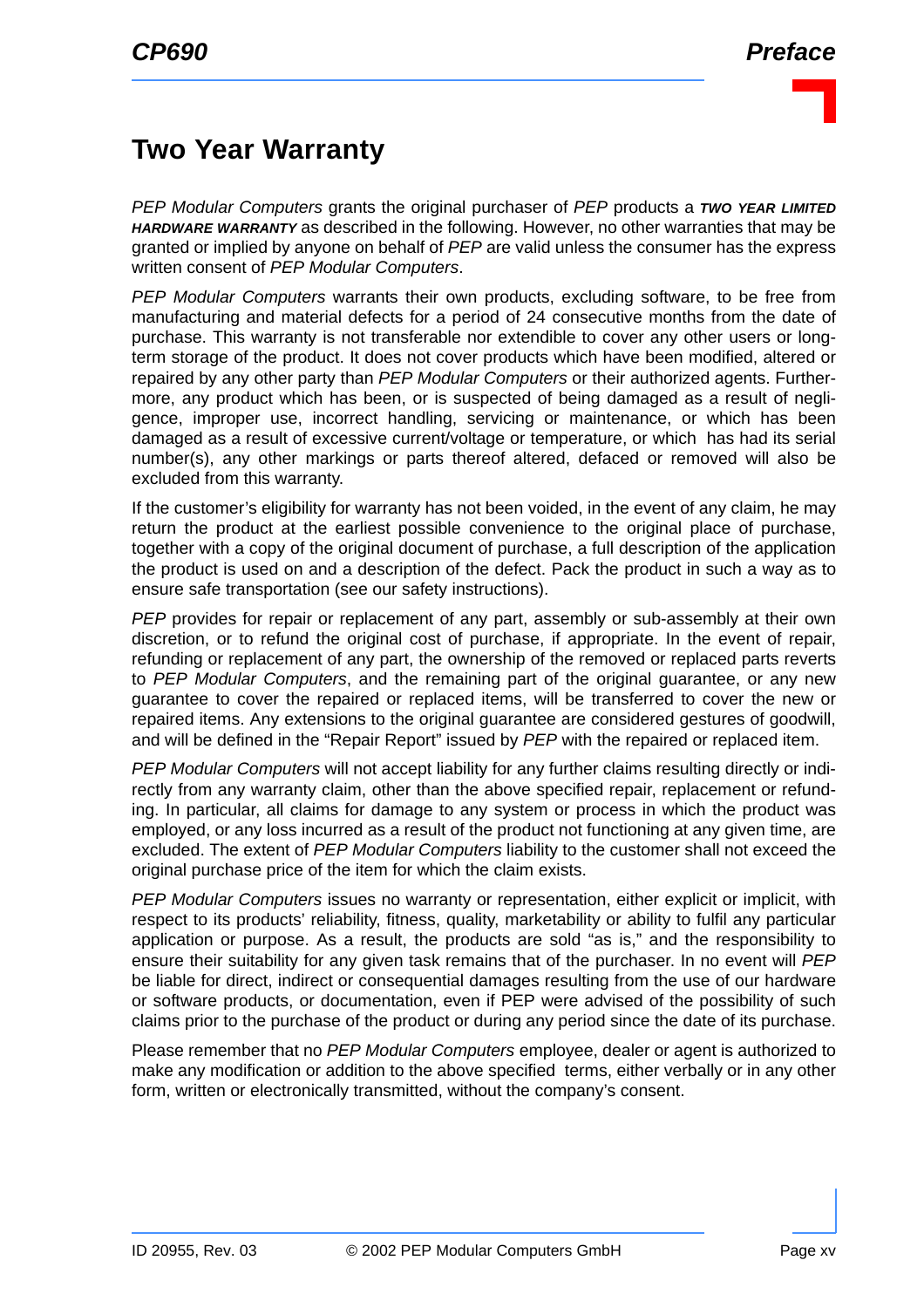# Two Year Warranty

*PEP Modular Computers* grants the original purchaser of *PEP* products a ***TWO YEAR LIMITED HARDWARE WARRANTY*** as described in the following. However, no other warranties that may be granted or implied by anyone on behalf of *PEP* are valid unless the consumer has the express written consent of *PEP Modular Computers*.

*PEP Modular Computers* warrants their own products, excluding software, to be free from manufacturing and material defects for a period of 24 consecutive months from the date of purchase. This warranty is not transferable nor extendible to cover any other users or long-term storage of the product. It does not cover products which have been modified, altered or repaired by any other party than *PEP Modular Computers* or their authorized agents. Furthermore, any product which has been, or is suspected of being damaged as a result of negligence, improper use, incorrect handling, servicing or maintenance, or which has been damaged as a result of excessive current/voltage or temperature, or which has had its serial number(s), any other markings or parts thereof altered, defaced or removed will also be excluded from this warranty.

If the customer's eligibility for warranty has not been voided, in the event of any claim, he may return the product at the earliest possible convenience to the original place of purchase, together with a copy of the original document of purchase, a full description of the application the product is used on and a description of the defect. Pack the product in such a way as to ensure safe transportation (see our safety instructions).

*PEP* provides for repair or replacement of any part, assembly or sub-assembly at their own discretion, or to refund the original cost of purchase, if appropriate. In the event of repair, refunding or replacement of any part, the ownership of the removed or replaced parts reverts to *PEP Modular Computers*, and the remaining part of the original guarantee, or any new guarantee to cover the repaired or replaced items, will be transferred to cover the new or repaired items. Any extensions to the original guarantee are considered gestures of goodwill, and will be defined in the "Repair Report" issued by *PEP* with the repaired or replaced item.

*PEP Modular Computers* will not accept liability for any further claims resulting directly or indirectly from any warranty claim, other than the above specified repair, replacement or refunding. In particular, all claims for damage to any system or process in which the product was employed, or any loss incurred as a result of the product not functioning at any given time, are excluded. The extent of *PEP Modular Computers* liability to the customer shall not exceed the original purchase price of the item for which the claim exists.

*PEP Modular Computers* issues no warranty or representation, either explicit or implicit, with respect to its products' reliability, fitness, quality, marketability or ability to fulfil any particular application or purpose. As a result, the products are sold "as is," and the responsibility to ensure their suitability for any given task remains that of the purchaser. In no event will *PEP* be liable for direct, indirect or consequential damages resulting from the use of our hardware or software products, or documentation, even if PEP were advised of the possibility of such claims prior to the purchase of the product or during any period since the date of its purchase.

Please remember that no *PEP Modular Computers* employee, dealer or agent is authorized to make any modification or addition to the above specified terms, either verbally or in any other form, written or electronically transmitted, without the company's consent.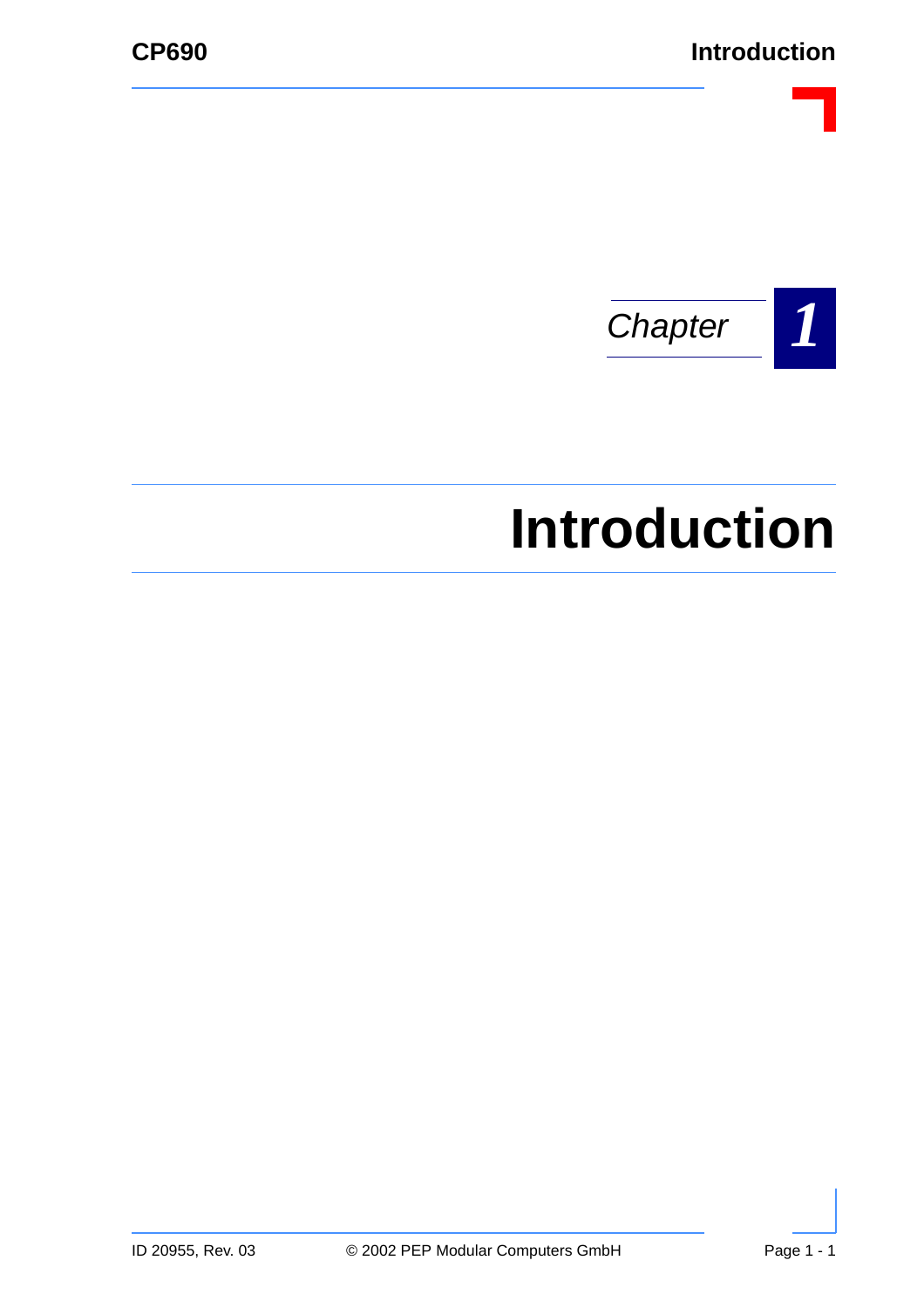*Chapter* **1**

# Introduction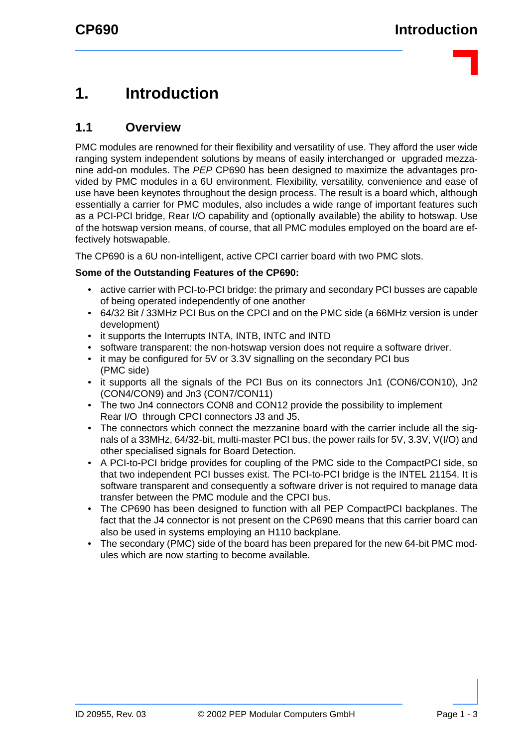# 1. Introduction

## 1.1 Overview

PMC modules are renowned for their flexibility and versatility of use. They afford the user wide ranging system independent solutions by means of easily interchanged or upgraded mezzanine add-on modules. The *PEP* CP690 has been designed to maximize the advantages provided by PMC modules in a 6U environment. Flexibility, versatility, convenience and ease of use have been keynotes throughout the design process. The result is a board which, although essentially a carrier for PMC modules, also includes a wide range of important features such as a PCI-PCI bridge, Rear I/O capability and (optionally available) the ability to hotswap. Use of the hotswap version means, of course, that all PMC modules employed on the board are effectively hotswapable.

The CP690 is a 6U non-intelligent, active CPCI carrier board with two PMC slots.

**Some of the Outstanding Features of the CP690:**

- active carrier with PCI-to-PCI bridge: the primary and secondary PCI busses are capable of being operated independently of one another
- 64/32 Bit / 33MHz PCI Bus on the CPCI and on the PMC side (a 66MHz version is under development)
- it supports the Interrupts INTA, INTB, INTC and INTD
- software transparent: the non-hotswap version does not require a software driver.
- it may be configured for 5V or 3.3V signalling on the secondary PCI bus (PMC side)
- it supports all the signals of the PCI Bus on its connectors Jn1 (CON6/CON10), Jn2 (CON4/CON9) and Jn3 (CON7/CON11)
- The two Jn4 connectors CON8 and CON12 provide the possibility to implement Rear I/O through CPCI connectors J3 and J5.
- The connectors which connect the mezzanine board with the carrier include all the signals of a 33MHz, 64/32-bit, multi-master PCI bus, the power rails for 5V, 3.3V, V(I/O) and other specialised signals for Board Detection.
- A PCI-to-PCI bridge provides for coupling of the PMC side to the CompactPCI side, so that two independent PCI busses exist. The PCI-to-PCI bridge is the INTEL 21154. It is software transparent and consequently a software driver is not required to manage data transfer between the PMC module and the CPCI bus.
- The CP690 has been designed to function with all PEP CompactPCI backplanes. The fact that the J4 connector is not present on the CP690 means that this carrier board can also be used in systems employing an H110 backplane.
- The secondary (PMC) side of the board has been prepared for the new 64-bit PMC modules which are now starting to become available.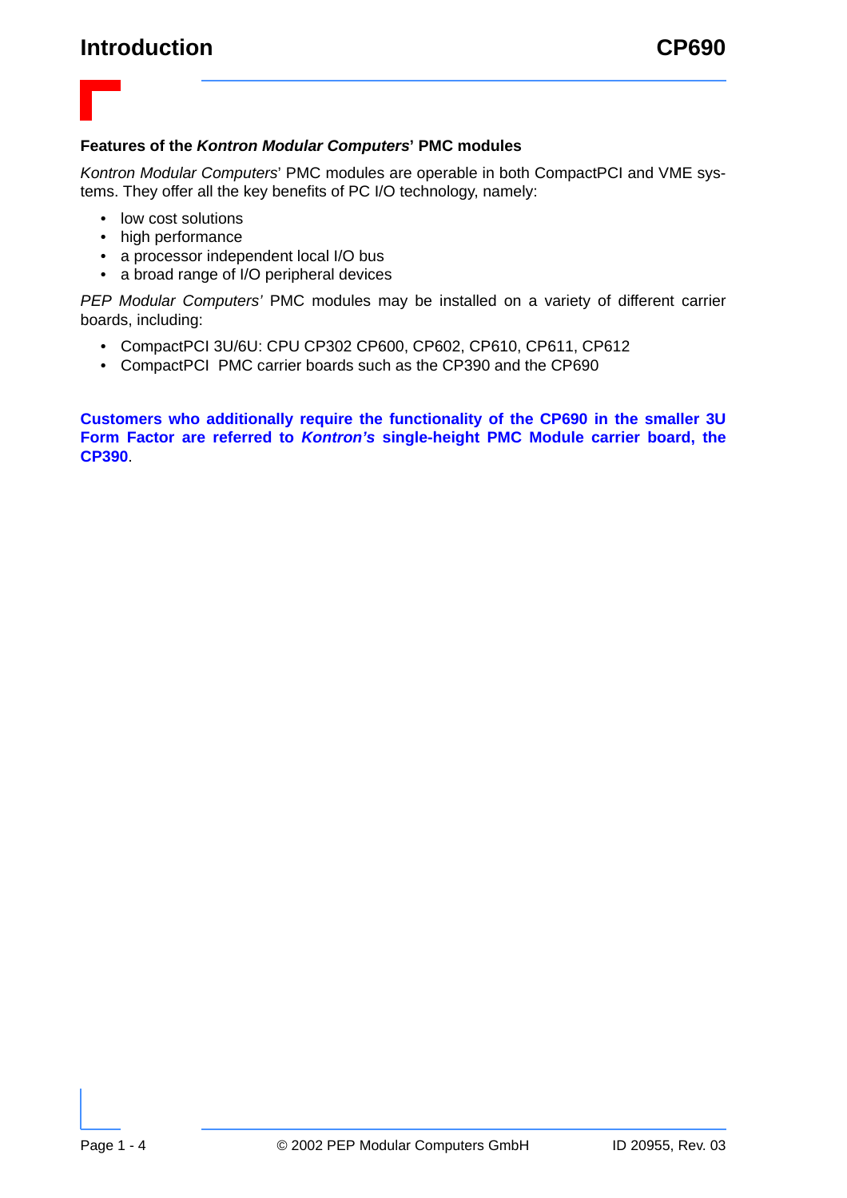### Features of the *Kontron Modular Computers*' PMC modules

*Kontron Modular Computers*' PMC modules are operable in both CompactPCI and VME systems. They offer all the key benefits of PC I/O technology, namely:

- low cost solutions
- high performance
- a processor independent local I/O bus
- a broad range of I/O peripheral devices

*PEP Modular Computers'* PMC modules may be installed on a variety of different carrier boards, including:

- CompactPCI 3U/6U: CPU CP302 CP600, CP602, CP610, CP611, CP612
- CompactPCI PMC carrier boards such as the CP390 and the CP690

**Customers who additionally require the functionality of the CP690 in the smaller 3U Form Factor are referred to *Kontron's* single-height PMC Module carrier board, the CP390**.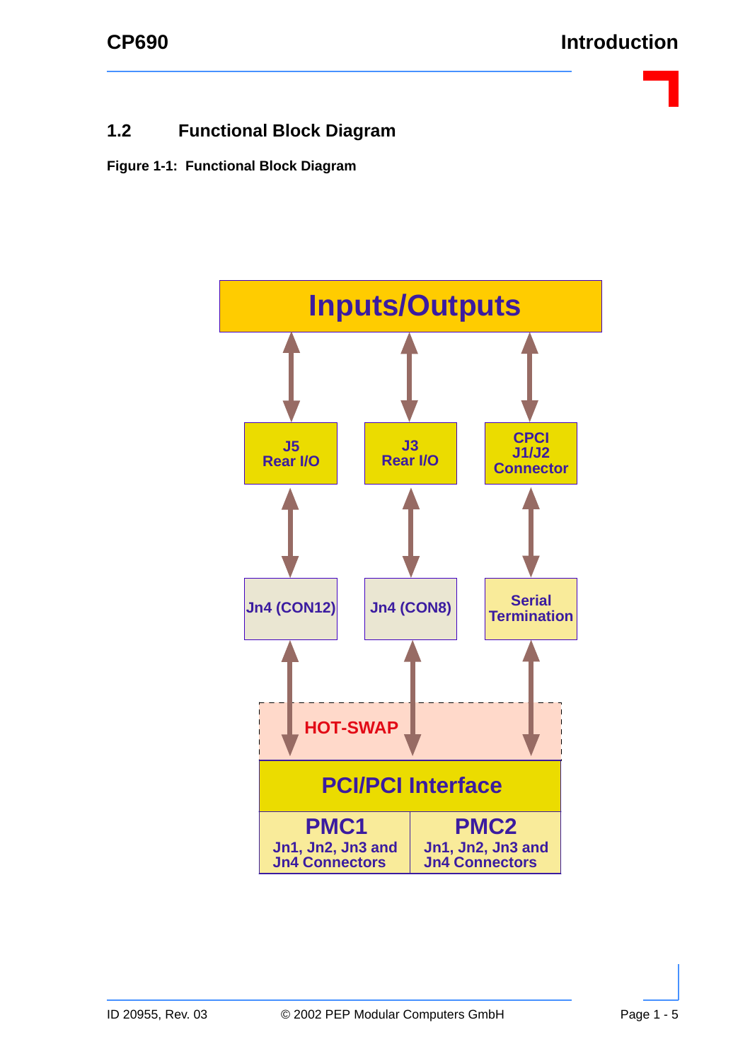## 1.2 Functional Block Diagram

**Figure 1-1: Functional Block Diagram**

Inputs/Outputs

J5 Rear I/O

J3 Rear I/O

CPCI J1/J2 Connector

Jn4 (CON12)

Jn4 (CON8)

Serial Termination

HOT-SWAP

PCI/PCI Interface

PMC1 Jn1, Jn2, Jn3 and Jn4 Connectors

PMC2 Jn1, Jn2, Jn3 and Jn4 Connectors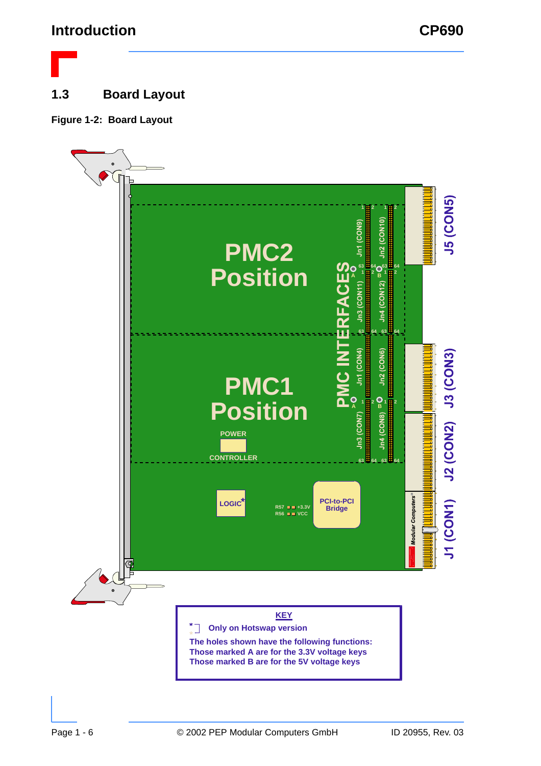## 1.3 Board Layout

**Figure 1-2: Board Layout**

PMC2 Position

PMC1 Position

POWER CONTROLLER

LOGIC*

R57 +3.3V
R56 VCC

PCI-to-PCI Bridge

PMC INTERFACES

Jn1 (CON9) Jn2 (CON10) Jn3 (CON11) Jn4 (CON12)

Jn1 (CON4) Jn2 (CON6) Jn3 (CON7) Jn4 (CON8)

J5 (CON5) J3 (CON3) J2 (CON2) J1 (CON1)

**KEY**

* Only on Hotswap version

The holes shown have the following functions:
Those marked A are for the 3.3V voltage keys
Those marked B are for the 5V voltage keys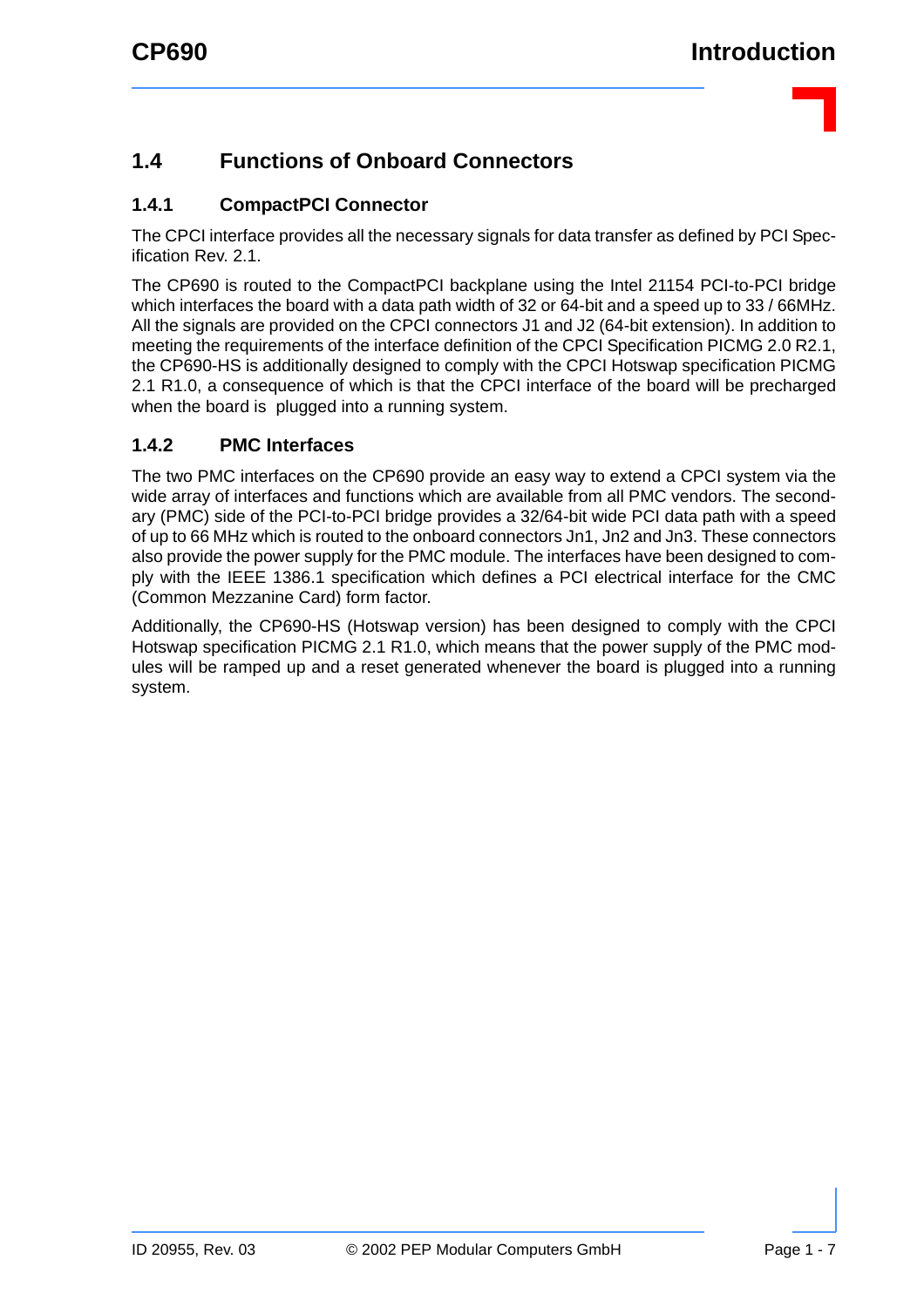## 1.4 Functions of Onboard Connectors

### 1.4.1 CompactPCI Connector

The CPCI interface provides all the necessary signals for data transfer as defined by PCI Specification Rev. 2.1.

The CP690 is routed to the CompactPCI backplane using the Intel 21154 PCI-to-PCI bridge which interfaces the board with a data path width of 32 or 64-bit and a speed up to 33 / 66MHz. All the signals are provided on the CPCI connectors J1 and J2 (64-bit extension). In addition to meeting the requirements of the interface definition of the CPCI Specification PICMG 2.0 R2.1, the CP690-HS is additionally designed to comply with the CPCI Hotswap specification PICMG 2.1 R1.0, a consequence of which is that the CPCI interface of the board will be precharged when the board is plugged into a running system.

### 1.4.2 PMC Interfaces

The two PMC interfaces on the CP690 provide an easy way to extend a CPCI system via the wide array of interfaces and functions which are available from all PMC vendors. The secondary (PMC) side of the PCI-to-PCI bridge provides a 32/64-bit wide PCI data path with a speed of up to 66 MHz which is routed to the onboard connectors Jn1, Jn2 and Jn3. These connectors also provide the power supply for the PMC module. The interfaces have been designed to comply with the IEEE 1386.1 specification which defines a PCI electrical interface for the CMC (Common Mezzanine Card) form factor.

Additionally, the CP690-HS (Hotswap version) has been designed to comply with the CPCI Hotswap specification PICMG 2.1 R1.0, which means that the power supply of the PMC modules will be ramped up and a reset generated whenever the board is plugged into a running system.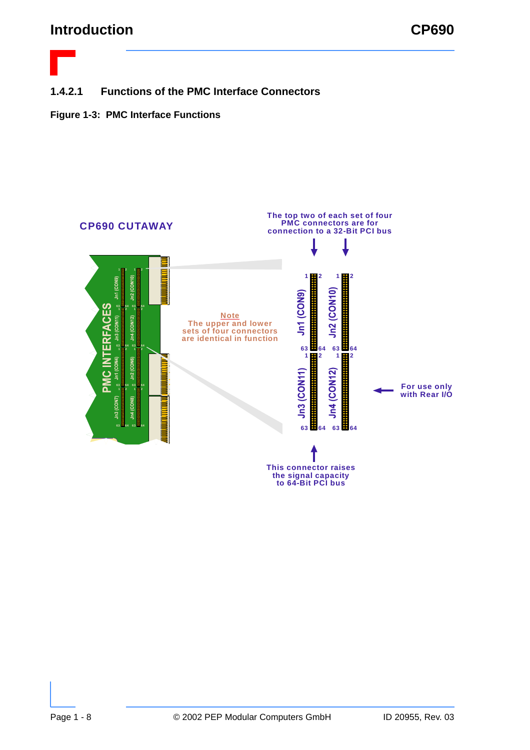#### 1.4.2.1 Functions of the PMC Interface Connectors

**Figure 1-3: PMC Interface Functions**

CP690 CUTAWAY

The top two of each set of four PMC connectors are for connection to a 32-Bit PCI bus

Note
The upper and lower sets of four connectors are identical in function

For use only with Rear I/O

This connector raises the signal capacity to 64-Bit PCI bus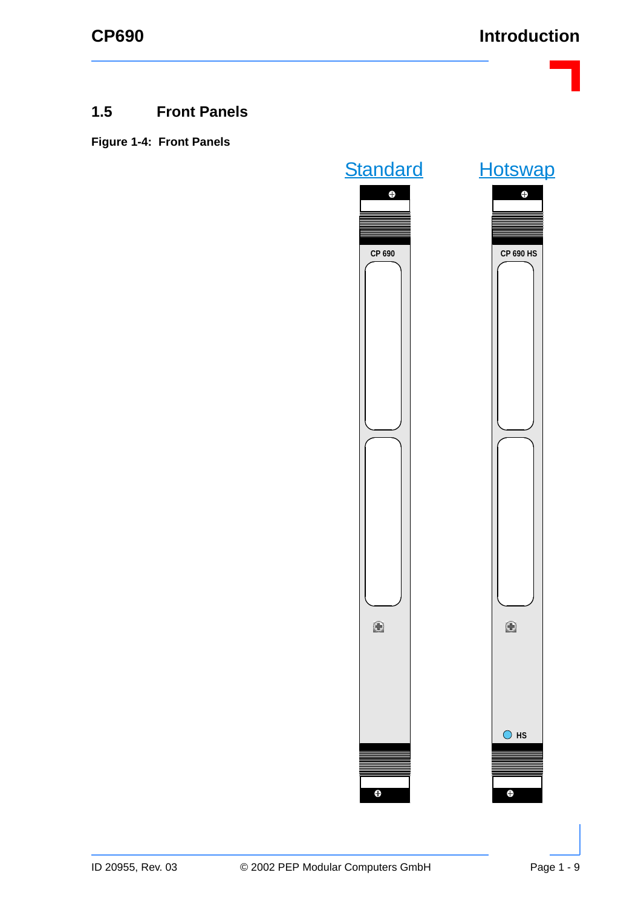## 1.5 Front Panels

**Figure 1-4: Front Panels**

Standard

CP 690

Hotswap

CP 690 HS

HS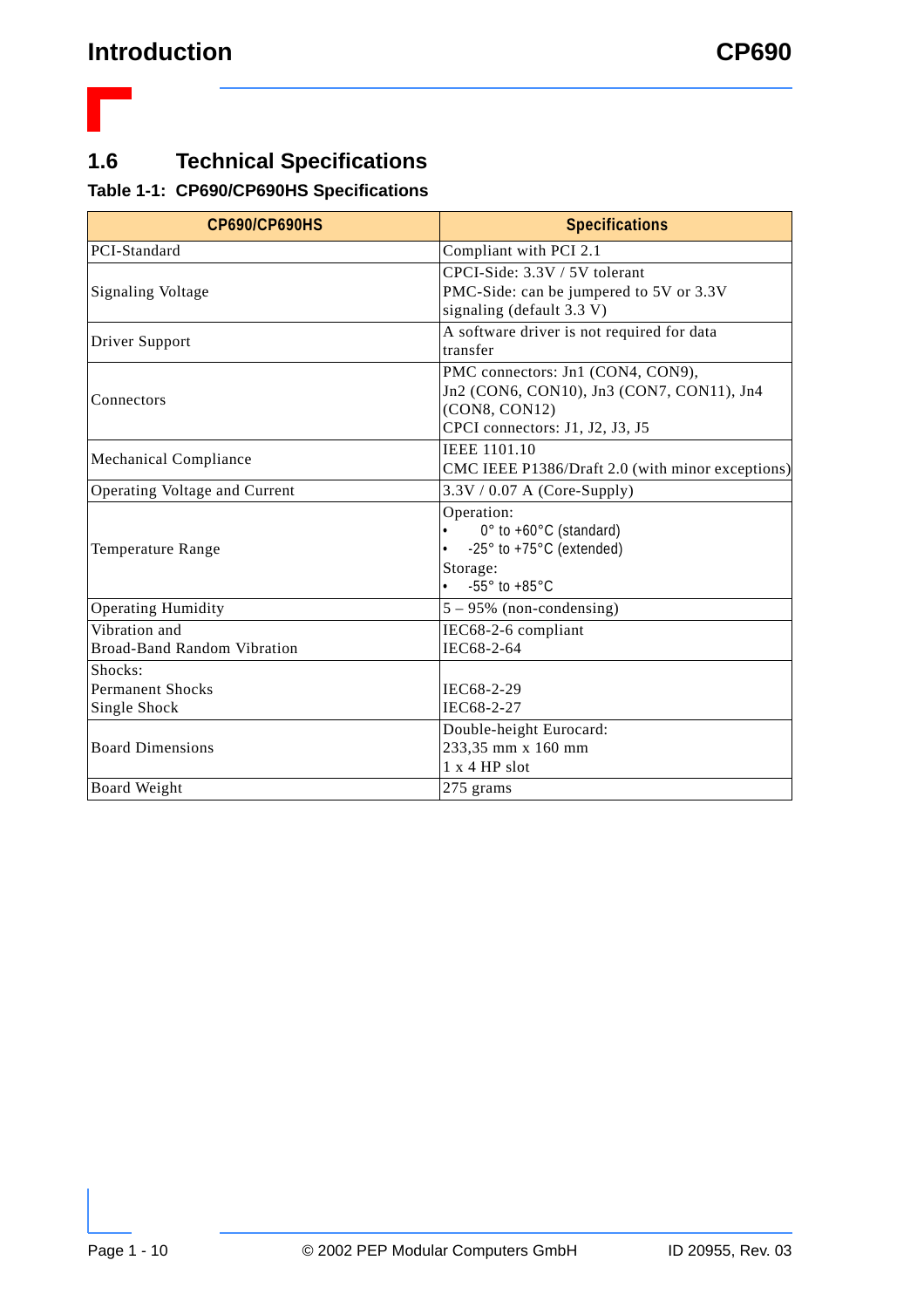## 1.6 Technical Specifications

**Table 1-1: CP690/CP690HS Specifications**

| CP690/CP690HS | Specifications |
|---|---|
| PCI-Standard | Compliant with PCI 2.1 |
| Signaling Voltage | CPCI-Side: 3.3V / 5V tolerant<br>PMC-Side: can be jumpered to 5V or 3.3V signaling (default 3.3 V) |
| Driver Support | A software driver is not required for data transfer |
| Connectors | PMC connectors: Jn1 (CON4, CON9), Jn2 (CON6, CON10), Jn3 (CON7, CON11), Jn4 (CON8, CON12)<br>CPCI connectors: J1, J2, J3, J5 |
| Mechanical Compliance | IEEE 1101.10<br>CMC IEEE P1386/Draft 2.0 (with minor exceptions) |
| Operating Voltage and Current | 3.3V / 0.07 A (Core-Supply) |
| Temperature Range | Operation:<br>• 0° to +60°C (standard)<br>• -25° to +75°C (extended)<br>Storage:<br>• -55° to +85°C |
| Operating Humidity | 5 – 95% (non-condensing) |
| Vibration and<br>Broad-Band Random Vibration | IEC68-2-6 compliant<br>IEC68-2-64 |
| Shocks:<br>Permanent Shocks<br>Single Shock | <br>IEC68-2-29<br>IEC68-2-27 |
| Board Dimensions | Double-height Eurocard:<br>233,35 mm x 160 mm<br>1 x 4 HP slot |
| Board Weight | 275 grams |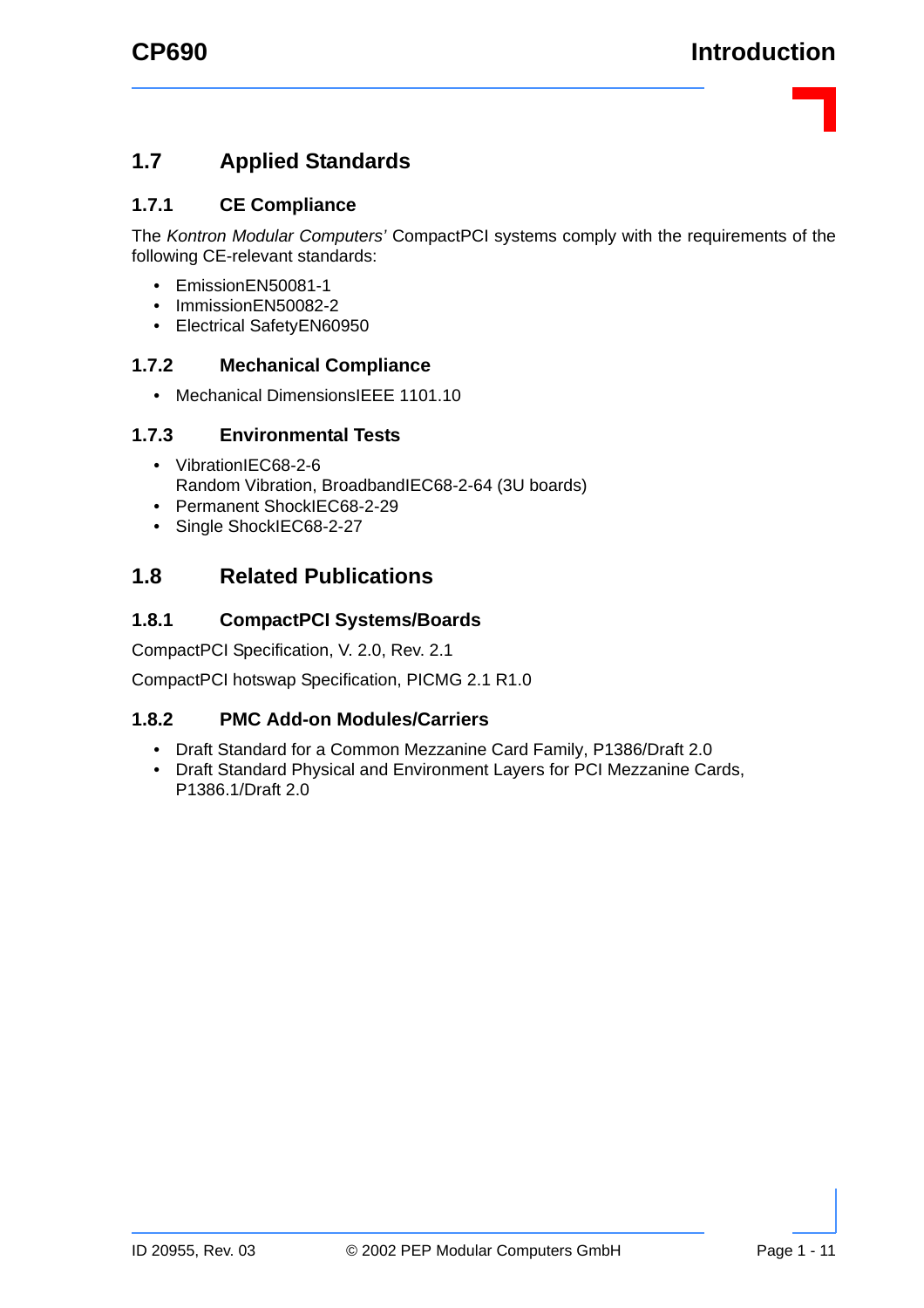## 1.7 Applied Standards

### 1.7.1 CE Compliance

The *Kontron Modular Computers'* CompactPCI systems comply with the requirements of the following CE-relevant standards:

- EmissionEN50081-1
- ImmissionEN50082-2
- Electrical SafetyEN60950

### 1.7.2 Mechanical Compliance

- Mechanical DimensionsIEEE 1101.10

### 1.7.3 Environmental Tests

- VibrationIEC68-2-6
  Random Vibration, BroadbandIEC68-2-64 (3U boards)
- Permanent ShockIEC68-2-29
- Single ShockIEC68-2-27

## 1.8 Related Publications

### 1.8.1 CompactPCI Systems/Boards

CompactPCI Specification, V. 2.0, Rev. 2.1

CompactPCI hotswap Specification, PICMG 2.1 R1.0

### 1.8.2 PMC Add-on Modules/Carriers

- Draft Standard for a Common Mezzanine Card Family, P1386/Draft 2.0
- Draft Standard Physical and Environment Layers for PCI Mezzanine Cards, P1386.1/Draft 2.0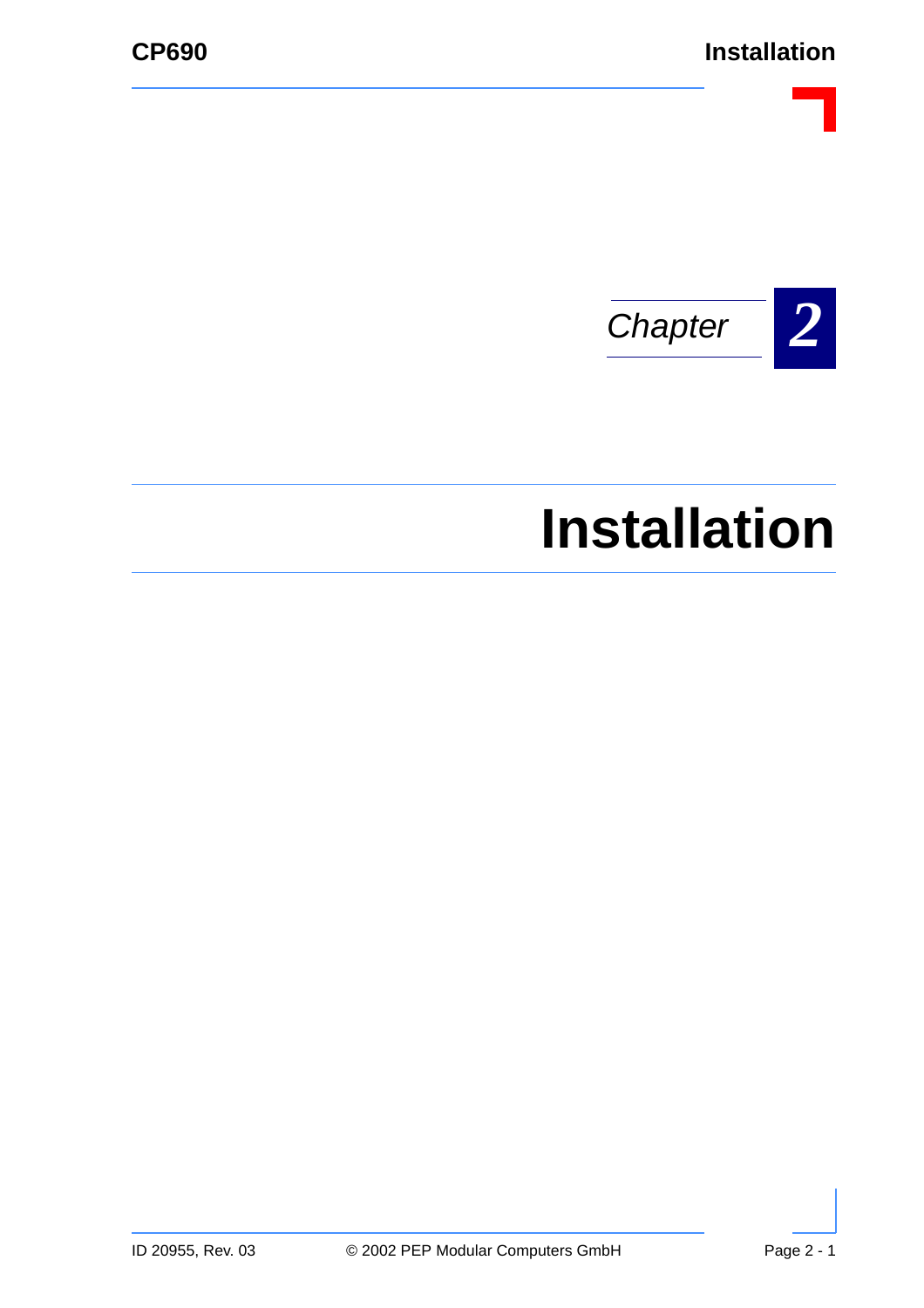*Chapter* **2**

# Installation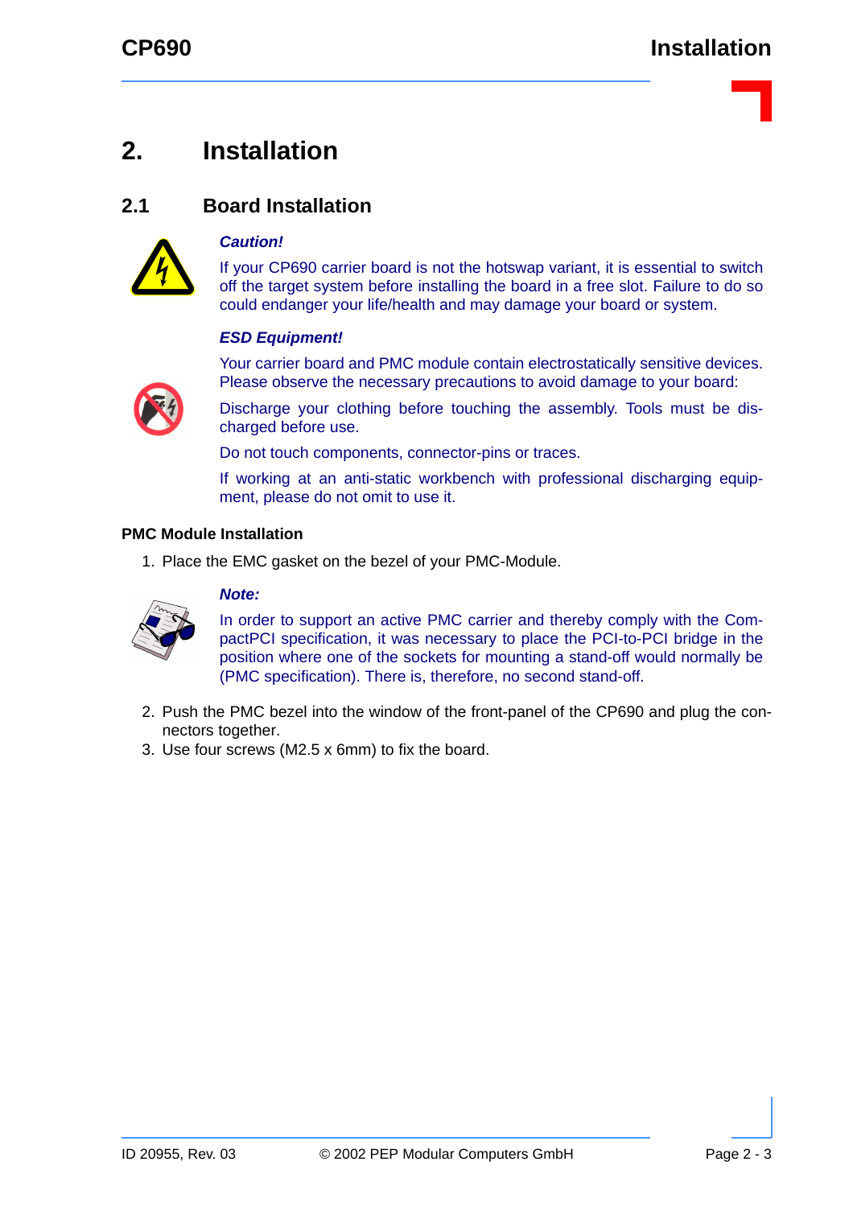# 2. Installation

## 2.1 Board Installation

***Caution!***

If your CP690 carrier board is not the hotswap variant, it is essential to switch off the target system before installing the board in a free slot. Failure to do so could endanger your life/health and may damage your board or system.

***ESD Equipment!***

Your carrier board and PMC module contain electrostatically sensitive devices. Please observe the necessary precautions to avoid damage to your board:

Discharge your clothing before touching the assembly. Tools must be discharged before use.

Do not touch components, connector-pins or traces.

If working at an anti-static workbench with professional discharging equipment, please do not omit to use it.

**PMC Module Installation**

1. Place the EMC gasket on the bezel of your PMC-Module.

***Note:***

In order to support an active PMC carrier and thereby comply with the CompactPCI specification, it was necessary to place the PCI-to-PCI bridge in the position where one of the sockets for mounting a stand-off would normally be (PMC specification). There is, therefore, no second stand-off.

2. Push the PMC bezel into the window of the front-panel of the CP690 and plug the connectors together.
3. Use four screws (M2.5 x 6mm) to fix the board.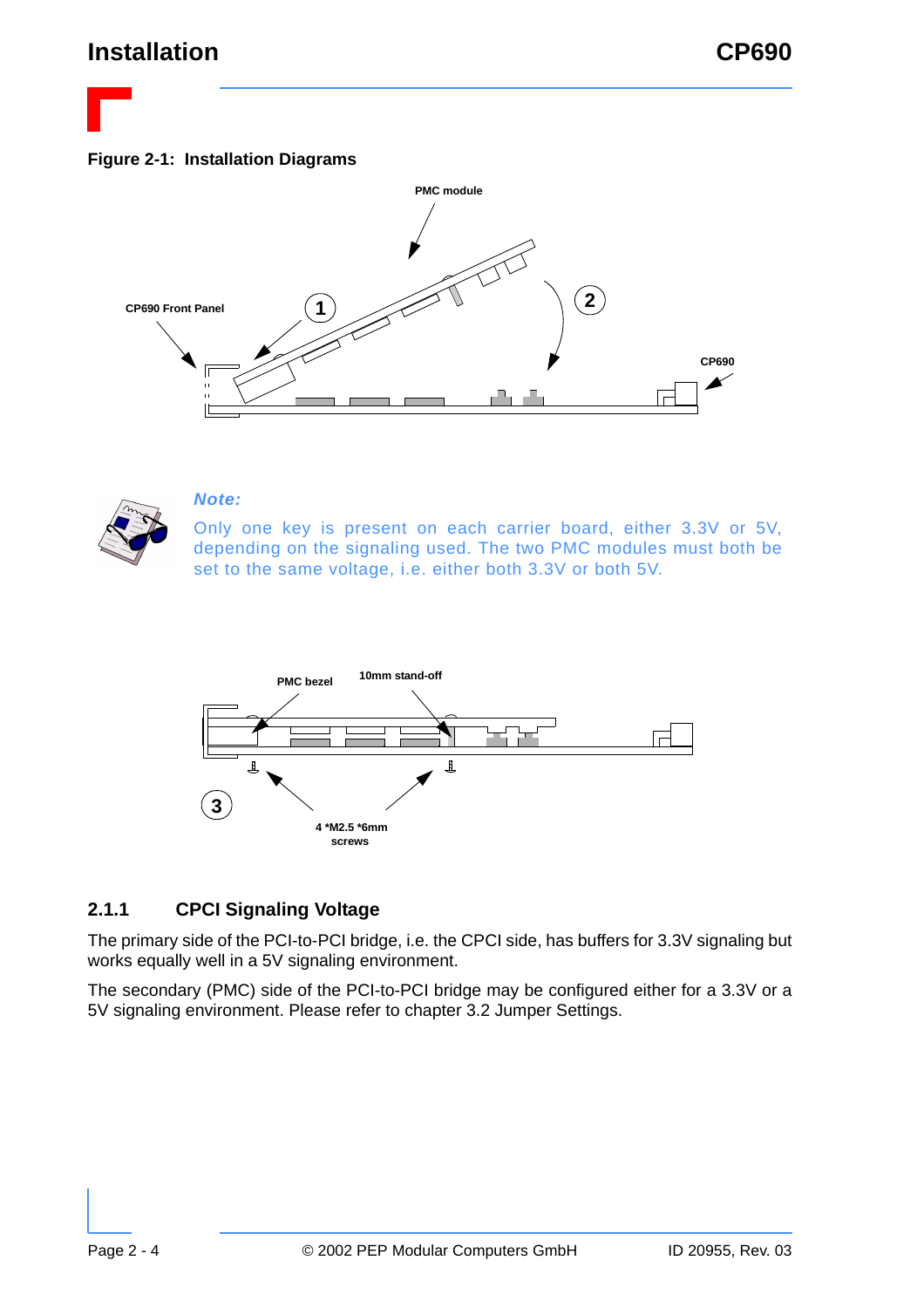**Figure 2-1: Installation Diagrams**

PMC module

CP690 Front Panel

1

2

CP690

***Note:***

Only one key is present on each carrier board, either 3.3V or 5V, depending on the signaling used. The two PMC modules must both be set to the same voltage, i.e. either both 3.3V or both 5V.

PMC bezel

10mm stand-off

3

4 *M2.5 *6mm screws

### 2.1.1 CPCI Signaling Voltage

The primary side of the PCI-to-PCI bridge, i.e. the CPCI side, has buffers for 3.3V signaling but works equally well in a 5V signaling environment.

The secondary (PMC) side of the PCI-to-PCI bridge may be configured either for a 3.3V or a 5V signaling environment. Please refer to chapter 3.2 Jumper Settings.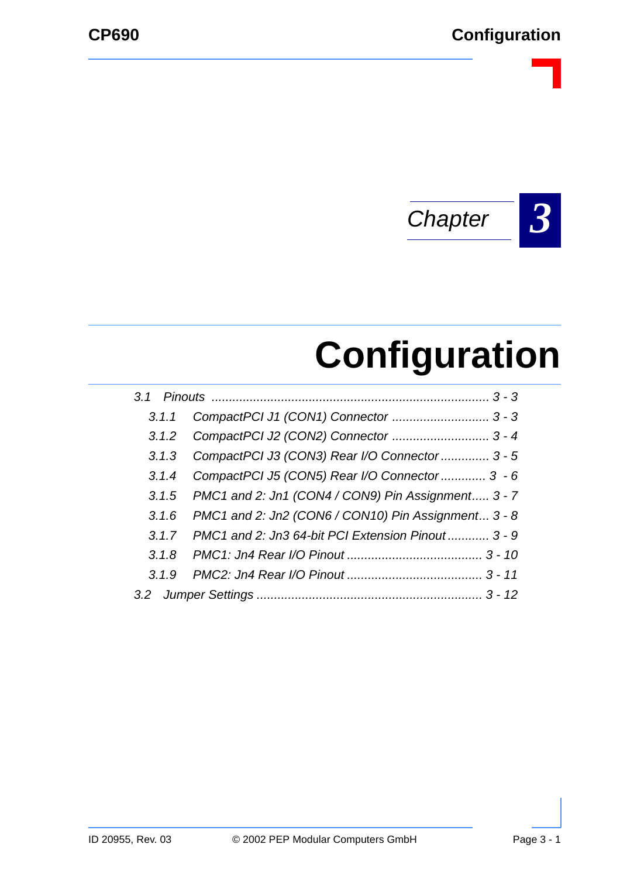Chapter 3

# Configuration

3.1 Pinouts ................................................................................ 3 - 3

3.1.1 CompactPCI J1 (CON1) Connector ............................ 3 - 3

3.1.2 CompactPCI J2 (CON2) Connector ............................ 3 - 4

3.1.3 CompactPCI J3 (CON3) Rear I/O Connector .............. 3 - 5

3.1.4 CompactPCI J5 (CON5) Rear I/O Connector ............. 3 - 6

3.1.5 PMC1 and 2: Jn1 (CON4 / CON9) Pin Assignment..... 3 - 7

3.1.6 PMC1 and 2: Jn2 (CON6 / CON10) Pin Assignment... 3 - 8

3.1.7 PMC1 and 2: Jn3 64-bit PCI Extension Pinout ............ 3 - 9

3.1.8 PMC1: Jn4 Rear I/O Pinout ....................................... 3 - 10

3.1.9 PMC2: Jn4 Rear I/O Pinout ....................................... 3 - 11

3.2 Jumper Settings ................................................................. 3 - 12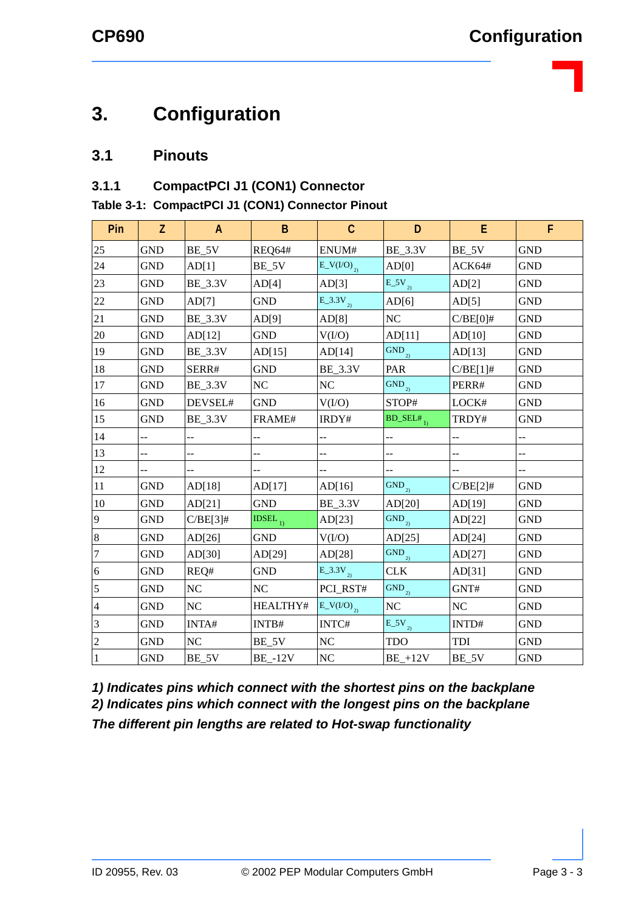# 3. Configuration

## 3.1 Pinouts

### 3.1.1 CompactPCI J1 (CON1) Connector

**Table 3-1: CompactPCI J1 (CON1) Connector Pinout**

| Pin | Z | A | B | C | D | E | F |
|---|---|---|---|---|---|---|---|
| 25 | GND | BE_5V | REQ64# | ENUM# | BE_3.3V | BE_5V | GND |
| 24 | GND | AD[1] | BE_5V | E_V(I/O) 2) | AD[0] | ACK64# | GND |
| 23 | GND | BE_3.3V | AD[4] | AD[3] | E_5V 2) | AD[2] | GND |
| 22 | GND | AD[7] | GND | E_3.3V 2) | AD[6] | AD[5] | GND |
| 21 | GND | BE_3.3V | AD[9] | AD[8] | NC | C/BE[0]# | GND |
| 20 | GND | AD[12] | GND | V(I/O) | AD[11] | AD[10] | GND |
| 19 | GND | BE_3.3V | AD[15] | AD[14] | GND 2) | AD[13] | GND |
| 18 | GND | SERR# | GND | BE_3.3V | PAR | C/BE[1]# | GND |
| 17 | GND | BE_3.3V | NC | NC | GND 2) | PERR# | GND |
| 16 | GND | DEVSEL# | GND | V(I/O) | STOP# | LOCK# | GND |
| 15 | GND | BE_3.3V | FRAME# | IRDY# | BD_SEL# 1) | TRDY# | GND |
| 14 | -- | -- | -- | -- | -- | -- | -- |
| 13 | -- | -- | -- | -- | -- | -- | -- |
| 12 | -- | -- | -- | -- | -- | -- | -- |
| 11 | GND | AD[18] | AD[17] | AD[16] | GND 2) | C/BE[2]# | GND |
| 10 | GND | AD[21] | GND | BE_3.3V | AD[20] | AD[19] | GND |
| 9 | GND | C/BE[3]# | IDSEL 1) | AD[23] | GND 2) | AD[22] | GND |
| 8 | GND | AD[26] | GND | V(I/O) | AD[25] | AD[24] | GND |
| 7 | GND | AD[30] | AD[29] | AD[28] | GND 2) | AD[27] | GND |
| 6 | GND | REQ# | GND | E_3.3V 2) | CLK | AD[31] | GND |
| 5 | GND | NC | NC | PCI_RST# | GND 2) | GNT# | GND |
| 4 | GND | NC | HEALTHY# | E_V(I/O) 2) | NC | NC | GND |
| 3 | GND | INTA# | INTB# | INTC# | E_5V 2) | INTD# | GND |
| 2 | GND | NC | BE_5V | NC | TDO | TDI | GND |
| 1 | GND | BE_5V | BE_-12V | NC | BE_+12V | BE_5V | GND |

***1) Indicates pins which connect with the shortest pins on the backplane***
***2) Indicates pins which connect with the longest pins on the backplane***
***The different pin lengths are related to Hot-swap functionality***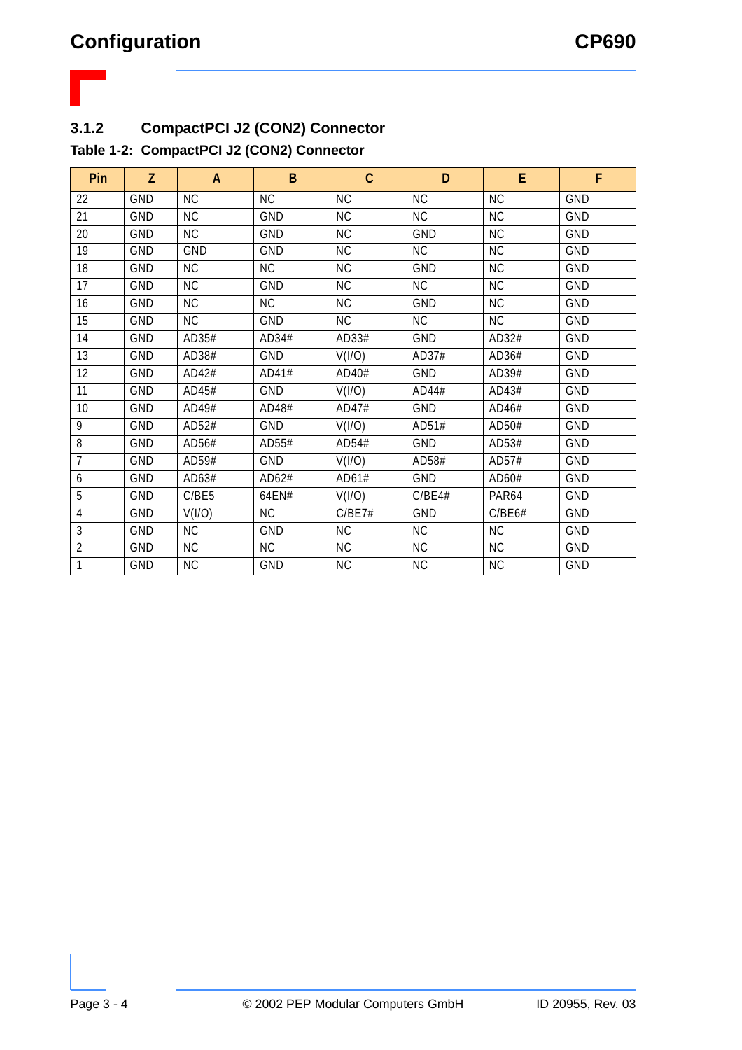### 3.1.2 CompactPCI J2 (CON2) Connector

**Table 1-2: CompactPCI J2 (CON2) Connector**

| Pin | Z | A | B | C | D | E | F |
|---|---|---|---|---|---|---|---|
| 22 | GND | NC | NC | NC | NC | NC | GND |
| 21 | GND | NC | GND | NC | NC | NC | GND |
| 20 | GND | NC | GND | NC | GND | NC | GND |
| 19 | GND | GND | GND | NC | NC | NC | GND |
| 18 | GND | NC | NC | NC | GND | NC | GND |
| 17 | GND | NC | GND | NC | NC | NC | GND |
| 16 | GND | NC | NC | NC | GND | NC | GND |
| 15 | GND | NC | GND | NC | NC | NC | GND |
| 14 | GND | AD35# | AD34# | AD33# | GND | AD32# | GND |
| 13 | GND | AD38# | GND | V(I/O) | AD37# | AD36# | GND |
| 12 | GND | AD42# | AD41# | AD40# | GND | AD39# | GND |
| 11 | GND | AD45# | GND | V(I/O) | AD44# | AD43# | GND |
| 10 | GND | AD49# | AD48# | AD47# | GND | AD46# | GND |
| 9 | GND | AD52# | GND | V(I/O) | AD51# | AD50# | GND |
| 8 | GND | AD56# | AD55# | AD54# | GND | AD53# | GND |
| 7 | GND | AD59# | GND | V(I/O) | AD58# | AD57# | GND |
| 6 | GND | AD63# | AD62# | AD61# | GND | AD60# | GND |
| 5 | GND | C/BE5 | 64EN# | V(I/O) | C/BE4# | PAR64 | GND |
| 4 | GND | V(I/O) | NC | C/BE7# | GND | C/BE6# | GND |
| 3 | GND | NC | GND | NC | NC | NC | GND |
| 2 | GND | NC | NC | NC | NC | NC | GND |
| 1 | GND | NC | GND | NC | NC | NC | GND |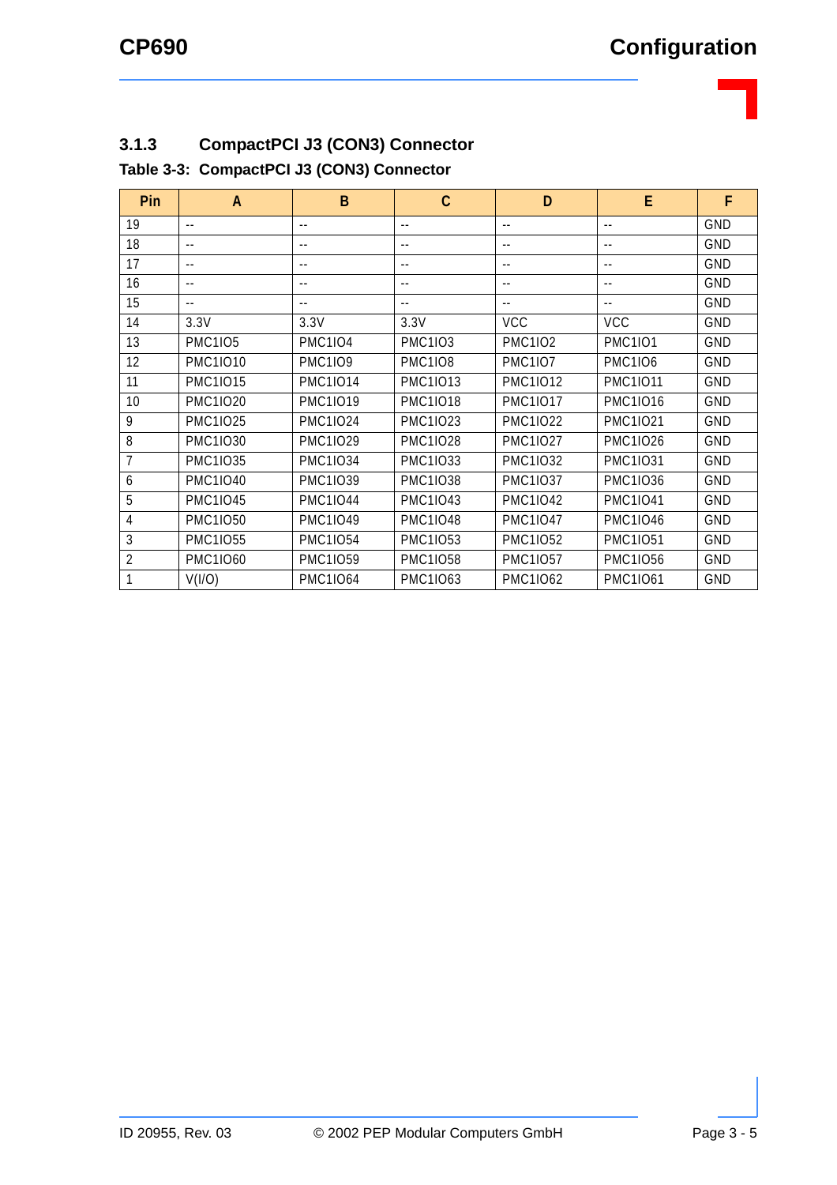### 3.1.3 CompactPCI J3 (CON3) Connector

**Table 3-3: CompactPCI J3 (CON3) Connector**

| Pin | A | B | C | D | E | F |
|---|---|---|---|---|---|---|
| 19 | -- | -- | -- | -- | -- | GND |
| 18 | -- | -- | -- | -- | -- | GND |
| 17 | -- | -- | -- | -- | -- | GND |
| 16 | -- | -- | -- | -- | -- | GND |
| 15 | -- | -- | -- | -- | -- | GND |
| 14 | 3.3V | 3.3V | 3.3V | VCC | VCC | GND |
| 13 | PMC1IO5 | PMC1IO4 | PMC1IO3 | PMC1IO2 | PMC1IO1 | GND |
| 12 | PMC1IO10 | PMC1IO9 | PMC1IO8 | PMC1IO7 | PMC1IO6 | GND |
| 11 | PMC1IO15 | PMC1IO14 | PMC1IO13 | PMC1IO12 | PMC1IO11 | GND |
| 10 | PMC1IO20 | PMC1IO19 | PMC1IO18 | PMC1IO17 | PMC1IO16 | GND |
| 9 | PMC1IO25 | PMC1IO24 | PMC1IO23 | PMC1IO22 | PMC1IO21 | GND |
| 8 | PMC1IO30 | PMC1IO29 | PMC1IO28 | PMC1IO27 | PMC1IO26 | GND |
| 7 | PMC1IO35 | PMC1IO34 | PMC1IO33 | PMC1IO32 | PMC1IO31 | GND |
| 6 | PMC1IO40 | PMC1IO39 | PMC1IO38 | PMC1IO37 | PMC1IO36 | GND |
| 5 | PMC1IO45 | PMC1IO44 | PMC1IO43 | PMC1IO42 | PMC1IO41 | GND |
| 4 | PMC1IO50 | PMC1IO49 | PMC1IO48 | PMC1IO47 | PMC1IO46 | GND |
| 3 | PMC1IO55 | PMC1IO54 | PMC1IO53 | PMC1IO52 | PMC1IO51 | GND |
| 2 | PMC1IO60 | PMC1IO59 | PMC1IO58 | PMC1IO57 | PMC1IO56 | GND |
| 1 | V(I/O) | PMC1IO64 | PMC1IO63 | PMC1IO62 | PMC1IO61 | GND |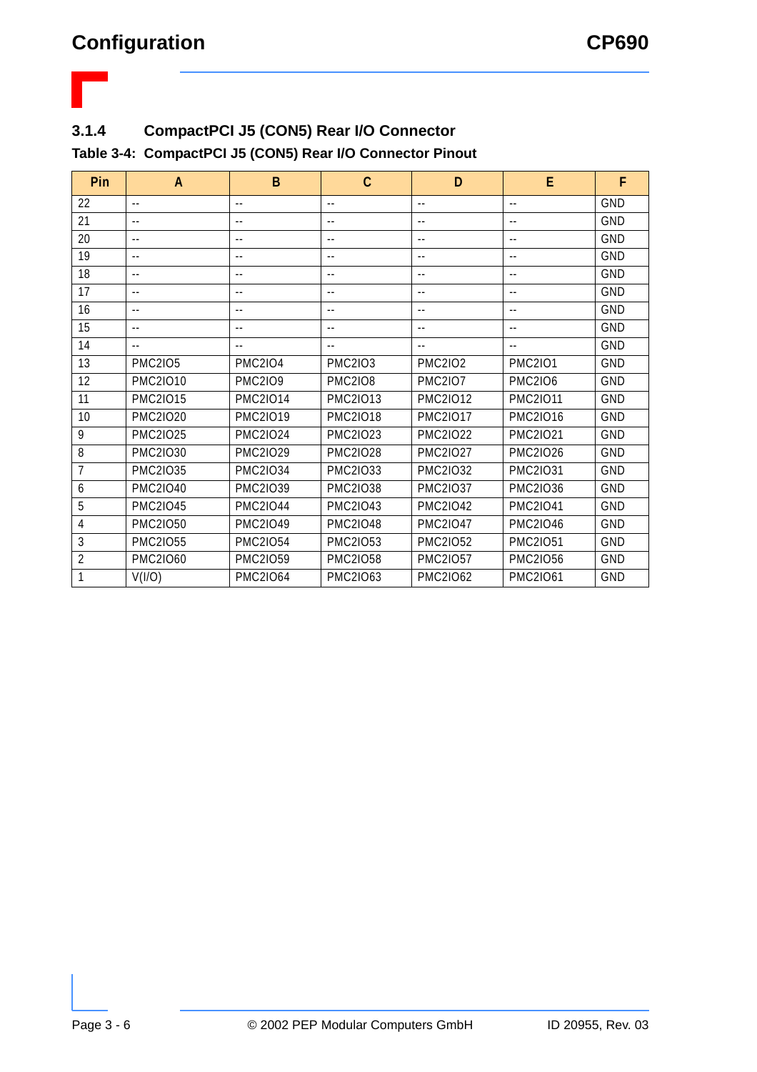### 3.1.4 CompactPCI J5 (CON5) Rear I/O Connector

**Table 3-4: CompactPCI J5 (CON5) Rear I/O Connector Pinout**

| Pin | A | B | C | D | E | F |
|---|---|---|---|---|---|---|
| 22 | -- | -- | -- | -- | -- | GND |
| 21 | -- | -- | -- | -- | -- | GND |
| 20 | -- | -- | -- | -- | -- | GND |
| 19 | -- | -- | -- | -- | -- | GND |
| 18 | -- | -- | -- | -- | -- | GND |
| 17 | -- | -- | -- | -- | -- | GND |
| 16 | -- | -- | -- | -- | -- | GND |
| 15 | -- | -- | -- | -- | -- | GND |
| 14 | -- | -- | -- | -- | -- | GND |
| 13 | PMC2IO5 | PMC2IO4 | PMC2IO3 | PMC2IO2 | PMC2IO1 | GND |
| 12 | PMC2IO10 | PMC2IO9 | PMC2IO8 | PMC2IO7 | PMC2IO6 | GND |
| 11 | PMC2IO15 | PMC2IO14 | PMC2IO13 | PMC2IO12 | PMC2IO11 | GND |
| 10 | PMC2IO20 | PMC2IO19 | PMC2IO18 | PMC2IO17 | PMC2IO16 | GND |
| 9 | PMC2IO25 | PMC2IO24 | PMC2IO23 | PMC2IO22 | PMC2IO21 | GND |
| 8 | PMC2IO30 | PMC2IO29 | PMC2IO28 | PMC2IO27 | PMC2IO26 | GND |
| 7 | PMC2IO35 | PMC2IO34 | PMC2IO33 | PMC2IO32 | PMC2IO31 | GND |
| 6 | PMC2IO40 | PMC2IO39 | PMC2IO38 | PMC2IO37 | PMC2IO36 | GND |
| 5 | PMC2IO45 | PMC2IO44 | PMC2IO43 | PMC2IO42 | PMC2IO41 | GND |
| 4 | PMC2IO50 | PMC2IO49 | PMC2IO48 | PMC2IO47 | PMC2IO46 | GND |
| 3 | PMC2IO55 | PMC2IO54 | PMC2IO53 | PMC2IO52 | PMC2IO51 | GND |
| 2 | PMC2IO60 | PMC2IO59 | PMC2IO58 | PMC2IO57 | PMC2IO56 | GND |
| 1 | V(I/O) | PMC2IO64 | PMC2IO63 | PMC2IO62 | PMC2IO61 | GND |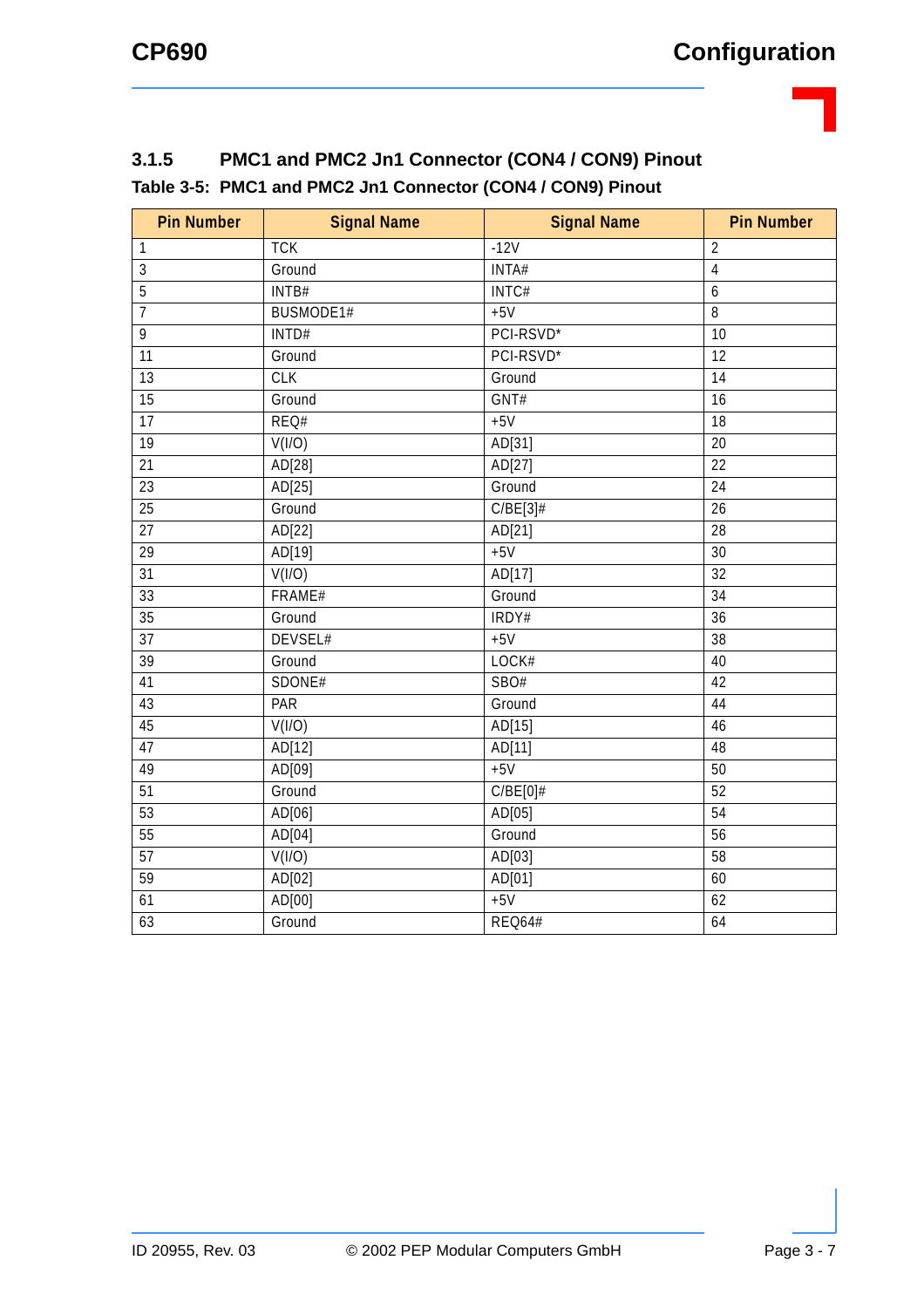### 3.1.5 PMC1 and PMC2 Jn1 Connector (CON4 / CON9) Pinout

**Table 3-5: PMC1 and PMC2 Jn1 Connector (CON4 / CON9) Pinout**

| Pin Number | Signal Name | Signal Name | Pin Number |
|---|---|---|---|
| 1 | TCK | -12V | 2 |
| 3 | Ground | INTA# | 4 |
| 5 | INTB# | INTC# | 6 |
| 7 | BUSMODE1# | +5V | 8 |
| 9 | INTD# | PCI-RSVD* | 10 |
| 11 | Ground | PCI-RSVD* | 12 |
| 13 | CLK | Ground | 14 |
| 15 | Ground | GNT# | 16 |
| 17 | REQ# | +5V | 18 |
| 19 | V(I/O) | AD[31] | 20 |
| 21 | AD[28] | AD[27] | 22 |
| 23 | AD[25] | Ground | 24 |
| 25 | Ground | C/BE[3]# | 26 |
| 27 | AD[22] | AD[21] | 28 |
| 29 | AD[19] | +5V | 30 |
| 31 | V(I/O) | AD[17] | 32 |
| 33 | FRAME# | Ground | 34 |
| 35 | Ground | IRDY# | 36 |
| 37 | DEVSEL# | +5V | 38 |
| 39 | Ground | LOCK# | 40 |
| 41 | SDONE# | SBO# | 42 |
| 43 | PAR | Ground | 44 |
| 45 | V(I/O) | AD[15] | 46 |
| 47 | AD[12] | AD[11] | 48 |
| 49 | AD[09] | +5V | 50 |
| 51 | Ground | C/BE[0]# | 52 |
| 53 | AD[06] | AD[05] | 54 |
| 55 | AD[04] | Ground | 56 |
| 57 | V(I/O) | AD[03] | 58 |
| 59 | AD[02] | AD[01] | 60 |
| 61 | AD[00] | +5V | 62 |
| 63 | Ground | REQ64# | 64 |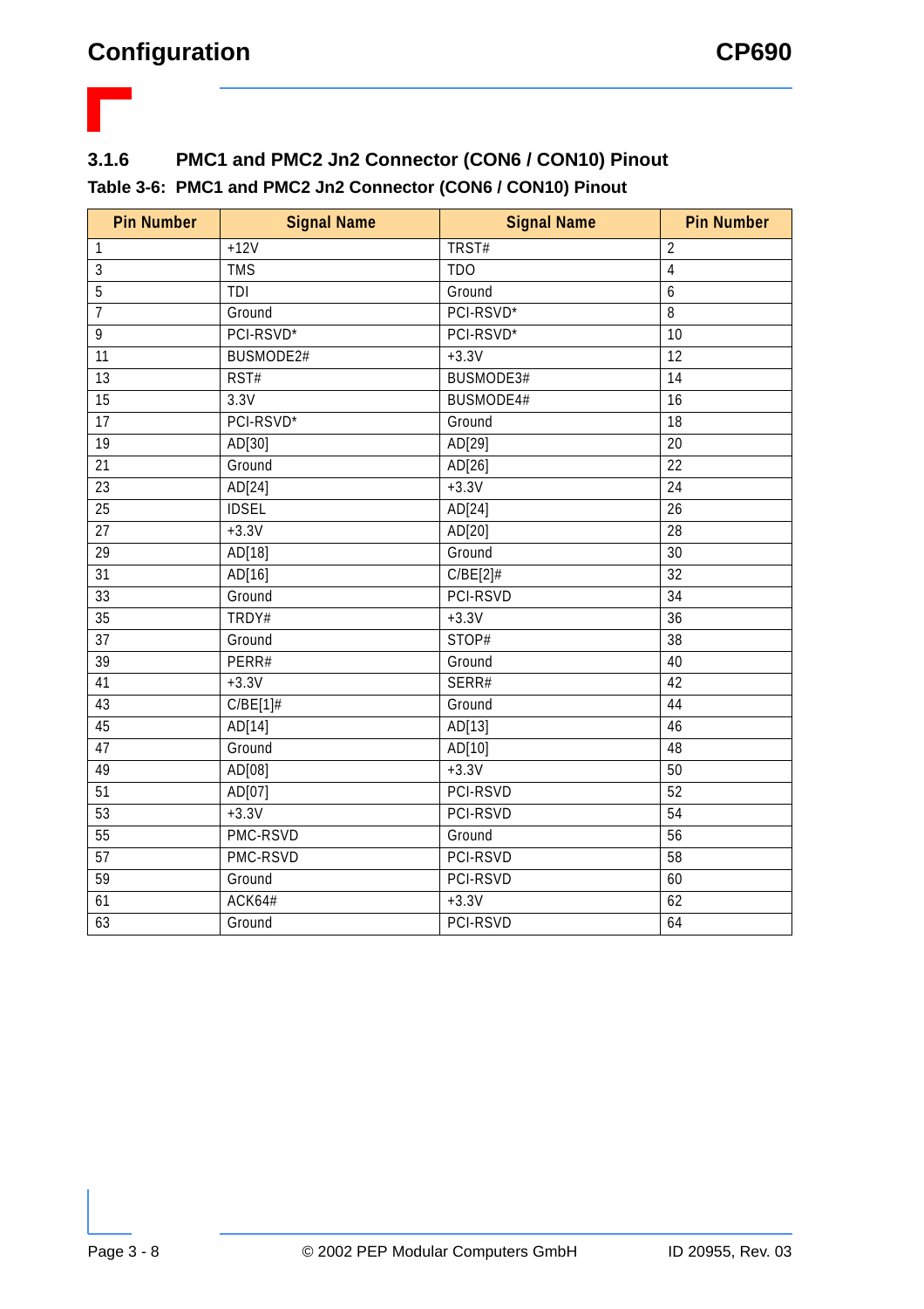### 3.1.6 PMC1 and PMC2 Jn2 Connector (CON6 / CON10) Pinout

**Table 3-6: PMC1 and PMC2 Jn2 Connector (CON6 / CON10) Pinout**

| Pin Number | Signal Name | Signal Name | Pin Number |
|---|---|---|---|
| 1 | +12V | TRST# | 2 |
| 3 | TMS | TDO | 4 |
| 5 | TDI | Ground | 6 |
| 7 | Ground | PCI-RSVD* | 8 |
| 9 | PCI-RSVD* | PCI-RSVD* | 10 |
| 11 | BUSMODE2# | +3.3V | 12 |
| 13 | RST# | BUSMODE3# | 14 |
| 15 | 3.3V | BUSMODE4# | 16 |
| 17 | PCI-RSVD* | Ground | 18 |
| 19 | AD[30] | AD[29] | 20 |
| 21 | Ground | AD[26] | 22 |
| 23 | AD[24] | +3.3V | 24 |
| 25 | IDSEL | AD[24] | 26 |
| 27 | +3.3V | AD[20] | 28 |
| 29 | AD[18] | Ground | 30 |
| 31 | AD[16] | C/BE[2]# | 32 |
| 33 | Ground | PCI-RSVD | 34 |
| 35 | TRDY# | +3.3V | 36 |
| 37 | Ground | STOP# | 38 |
| 39 | PERR# | Ground | 40 |
| 41 | +3.3V | SERR# | 42 |
| 43 | C/BE[1]# | Ground | 44 |
| 45 | AD[14] | AD[13] | 46 |
| 47 | Ground | AD[10] | 48 |
| 49 | AD[08] | +3.3V | 50 |
| 51 | AD[07] | PCI-RSVD | 52 |
| 53 | +3.3V | PCI-RSVD | 54 |
| 55 | PMC-RSVD | Ground | 56 |
| 57 | PMC-RSVD | PCI-RSVD | 58 |
| 59 | Ground | PCI-RSVD | 60 |
| 61 | ACK64# | +3.3V | 62 |
| 63 | Ground | PCI-RSVD | 64 |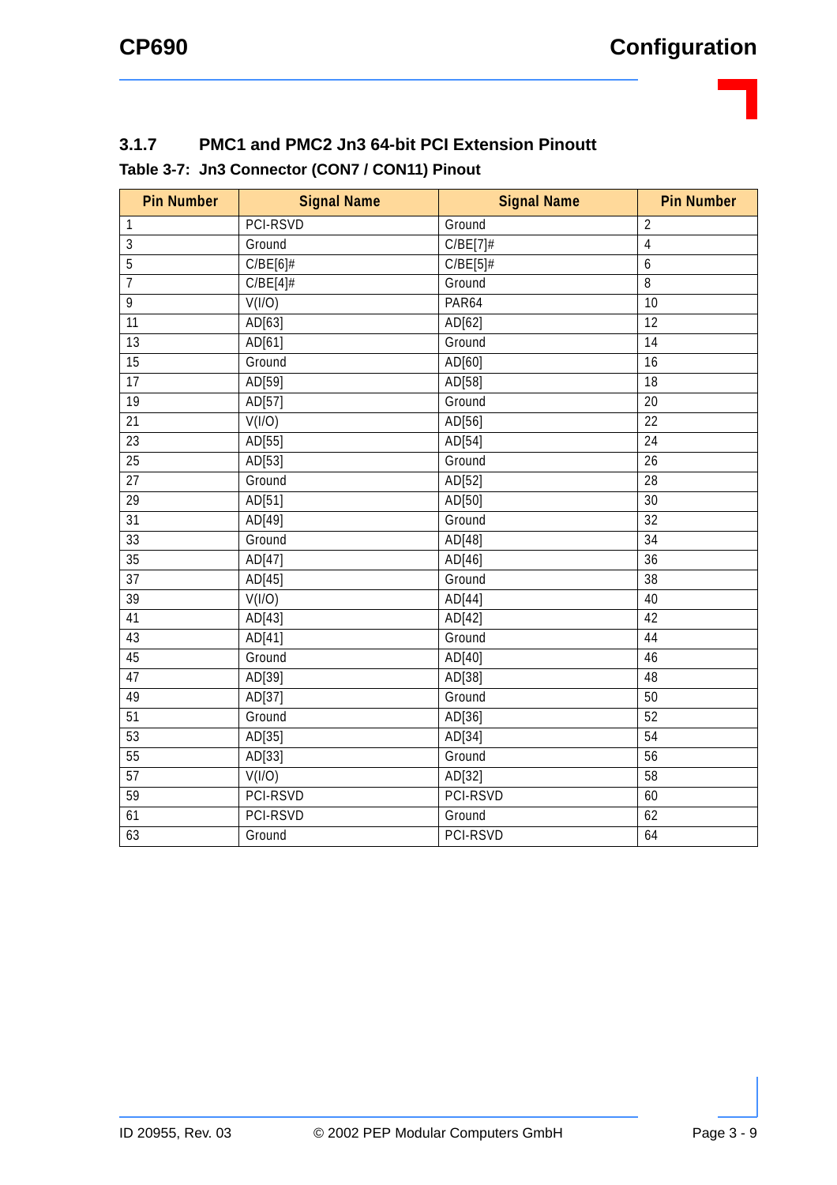### 3.1.7 PMC1 and PMC2 Jn3 64-bit PCI Extension Pinoutt

**Table 3-7: Jn3 Connector (CON7 / CON11) Pinout**

| Pin Number | Signal Name | Signal Name | Pin Number |
|---|---|---|---|
| 1 | PCI-RSVD | Ground | 2 |
| 3 | Ground | C/BE[7]# | 4 |
| 5 | C/BE[6]# | C/BE[5]# | 6 |
| 7 | C/BE[4]# | Ground | 8 |
| 9 | V(I/O) | PAR64 | 10 |
| 11 | AD[63] | AD[62] | 12 |
| 13 | AD[61] | Ground | 14 |
| 15 | Ground | AD[60] | 16 |
| 17 | AD[59] | AD[58] | 18 |
| 19 | AD[57] | Ground | 20 |
| 21 | V(I/O) | AD[56] | 22 |
| 23 | AD[55] | AD[54] | 24 |
| 25 | AD[53] | Ground | 26 |
| 27 | Ground | AD[52] | 28 |
| 29 | AD[51] | AD[50] | 30 |
| 31 | AD[49] | Ground | 32 |
| 33 | Ground | AD[48] | 34 |
| 35 | AD[47] | AD[46] | 36 |
| 37 | AD[45] | Ground | 38 |
| 39 | V(I/O) | AD[44] | 40 |
| 41 | AD[43] | AD[42] | 42 |
| 43 | AD[41] | Ground | 44 |
| 45 | Ground | AD[40] | 46 |
| 47 | AD[39] | AD[38] | 48 |
| 49 | AD[37] | Ground | 50 |
| 51 | Ground | AD[36] | 52 |
| 53 | AD[35] | AD[34] | 54 |
| 55 | AD[33] | Ground | 56 |
| 57 | V(I/O) | AD[32] | 58 |
| 59 | PCI-RSVD | PCI-RSVD | 60 |
| 61 | PCI-RSVD | Ground | 62 |
| 63 | Ground | PCI-RSVD | 64 |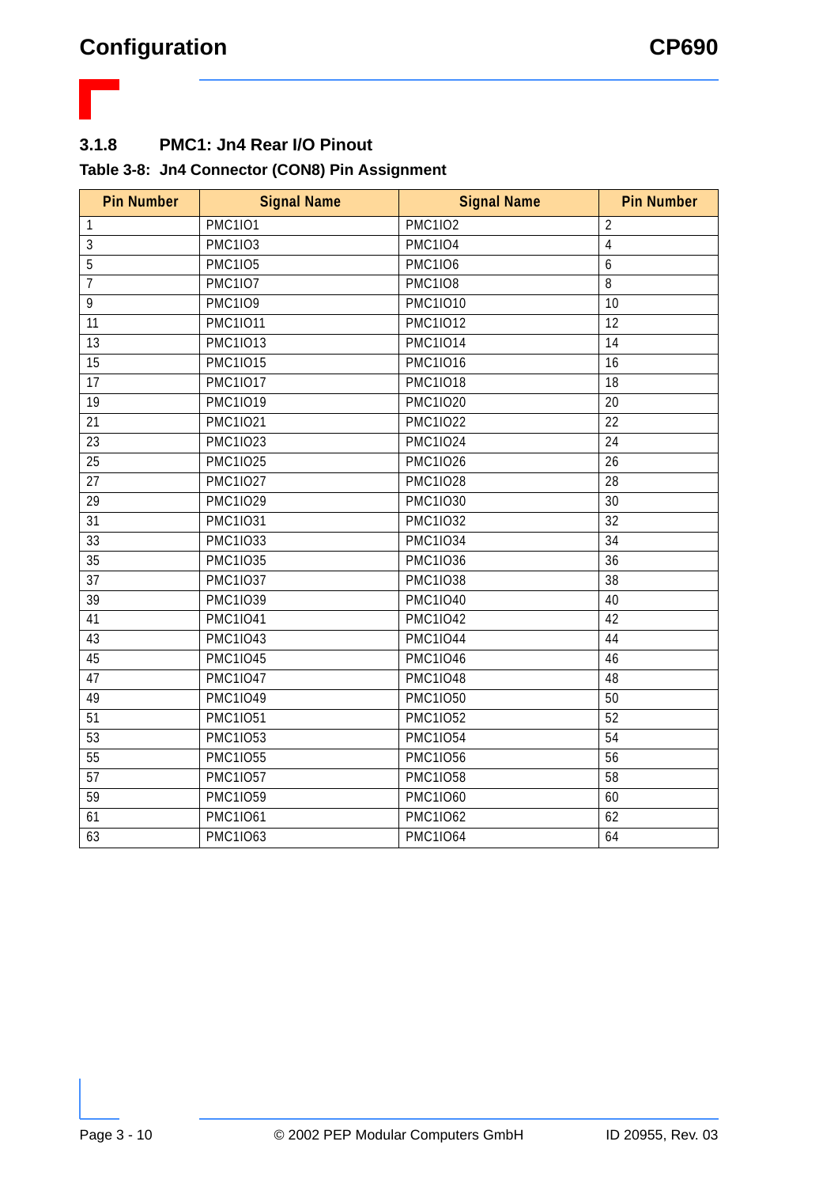### 3.1.8 PMC1: Jn4 Rear I/O Pinout

**Table 3-8: Jn4 Connector (CON8) Pin Assignment**

| Pin Number | Signal Name | Signal Name | Pin Number |
|---|---|---|---|
| 1 | PMC1IO1 | PMC1IO2 | 2 |
| 3 | PMC1IO3 | PMC1IO4 | 4 |
| 5 | PMC1IO5 | PMC1IO6 | 6 |
| 7 | PMC1IO7 | PMC1IO8 | 8 |
| 9 | PMC1IO9 | PMC1IO10 | 10 |
| 11 | PMC1IO11 | PMC1IO12 | 12 |
| 13 | PMC1IO13 | PMC1IO14 | 14 |
| 15 | PMC1IO15 | PMC1IO16 | 16 |
| 17 | PMC1IO17 | PMC1IO18 | 18 |
| 19 | PMC1IO19 | PMC1IO20 | 20 |
| 21 | PMC1IO21 | PMC1IO22 | 22 |
| 23 | PMC1IO23 | PMC1IO24 | 24 |
| 25 | PMC1IO25 | PMC1IO26 | 26 |
| 27 | PMC1IO27 | PMC1IO28 | 28 |
| 29 | PMC1IO29 | PMC1IO30 | 30 |
| 31 | PMC1IO31 | PMC1IO32 | 32 |
| 33 | PMC1IO33 | PMC1IO34 | 34 |
| 35 | PMC1IO35 | PMC1IO36 | 36 |
| 37 | PMC1IO37 | PMC1IO38 | 38 |
| 39 | PMC1IO39 | PMC1IO40 | 40 |
| 41 | PMC1IO41 | PMC1IO42 | 42 |
| 43 | PMC1IO43 | PMC1IO44 | 44 |
| 45 | PMC1IO45 | PMC1IO46 | 46 |
| 47 | PMC1IO47 | PMC1IO48 | 48 |
| 49 | PMC1IO49 | PMC1IO50 | 50 |
| 51 | PMC1IO51 | PMC1IO52 | 52 |
| 53 | PMC1IO53 | PMC1IO54 | 54 |
| 55 | PMC1IO55 | PMC1IO56 | 56 |
| 57 | PMC1IO57 | PMC1IO58 | 58 |
| 59 | PMC1IO59 | PMC1IO60 | 60 |
| 61 | PMC1IO61 | PMC1IO62 | 62 |
| 63 | PMC1IO63 | PMC1IO64 | 64 |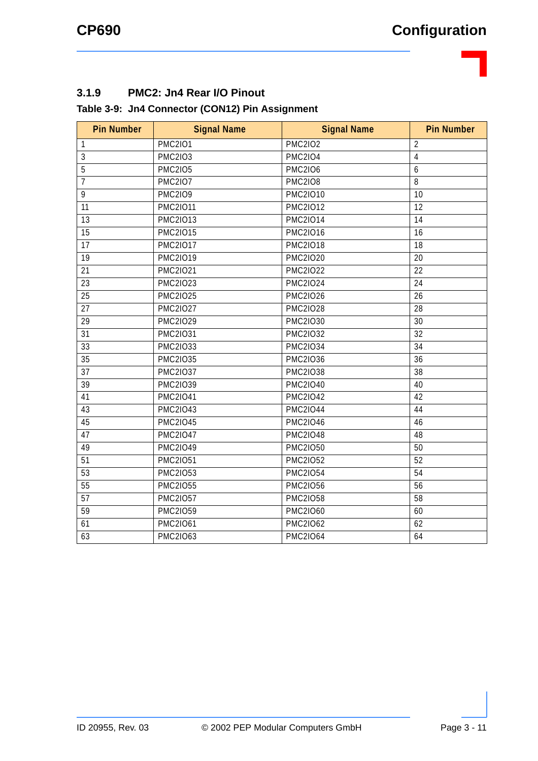### 3.1.9 PMC2: Jn4 Rear I/O Pinout

**Table 3-9: Jn4 Connector (CON12) Pin Assignment**

| Pin Number | Signal Name | Signal Name | Pin Number |
|---|---|---|---|
| 1 | PMC2IO1 | PMC2IO2 | 2 |
| 3 | PMC2IO3 | PMC2IO4 | 4 |
| 5 | PMC2IO5 | PMC2IO6 | 6 |
| 7 | PMC2IO7 | PMC2IO8 | 8 |
| 9 | PMC2IO9 | PMC2IO10 | 10 |
| 11 | PMC2IO11 | PMC2IO12 | 12 |
| 13 | PMC2IO13 | PMC2IO14 | 14 |
| 15 | PMC2IO15 | PMC2IO16 | 16 |
| 17 | PMC2IO17 | PMC2IO18 | 18 |
| 19 | PMC2IO19 | PMC2IO20 | 20 |
| 21 | PMC2IO21 | PMC2IO22 | 22 |
| 23 | PMC2IO23 | PMC2IO24 | 24 |
| 25 | PMC2IO25 | PMC2IO26 | 26 |
| 27 | PMC2IO27 | PMC2IO28 | 28 |
| 29 | PMC2IO29 | PMC2IO30 | 30 |
| 31 | PMC2IO31 | PMC2IO32 | 32 |
| 33 | PMC2IO33 | PMC2IO34 | 34 |
| 35 | PMC2IO35 | PMC2IO36 | 36 |
| 37 | PMC2IO37 | PMC2IO38 | 38 |
| 39 | PMC2IO39 | PMC2IO40 | 40 |
| 41 | PMC2IO41 | PMC2IO42 | 42 |
| 43 | PMC2IO43 | PMC2IO44 | 44 |
| 45 | PMC2IO45 | PMC2IO46 | 46 |
| 47 | PMC2IO47 | PMC2IO48 | 48 |
| 49 | PMC2IO49 | PMC2IO50 | 50 |
| 51 | PMC2IO51 | PMC2IO52 | 52 |
| 53 | PMC2IO53 | PMC2IO54 | 54 |
| 55 | PMC2IO55 | PMC2IO56 | 56 |
| 57 | PMC2IO57 | PMC2IO58 | 58 |
| 59 | PMC2IO59 | PMC2IO60 | 60 |
| 61 | PMC2IO61 | PMC2IO62 | 62 |
| 63 | PMC2IO63 | PMC2IO64 | 64 |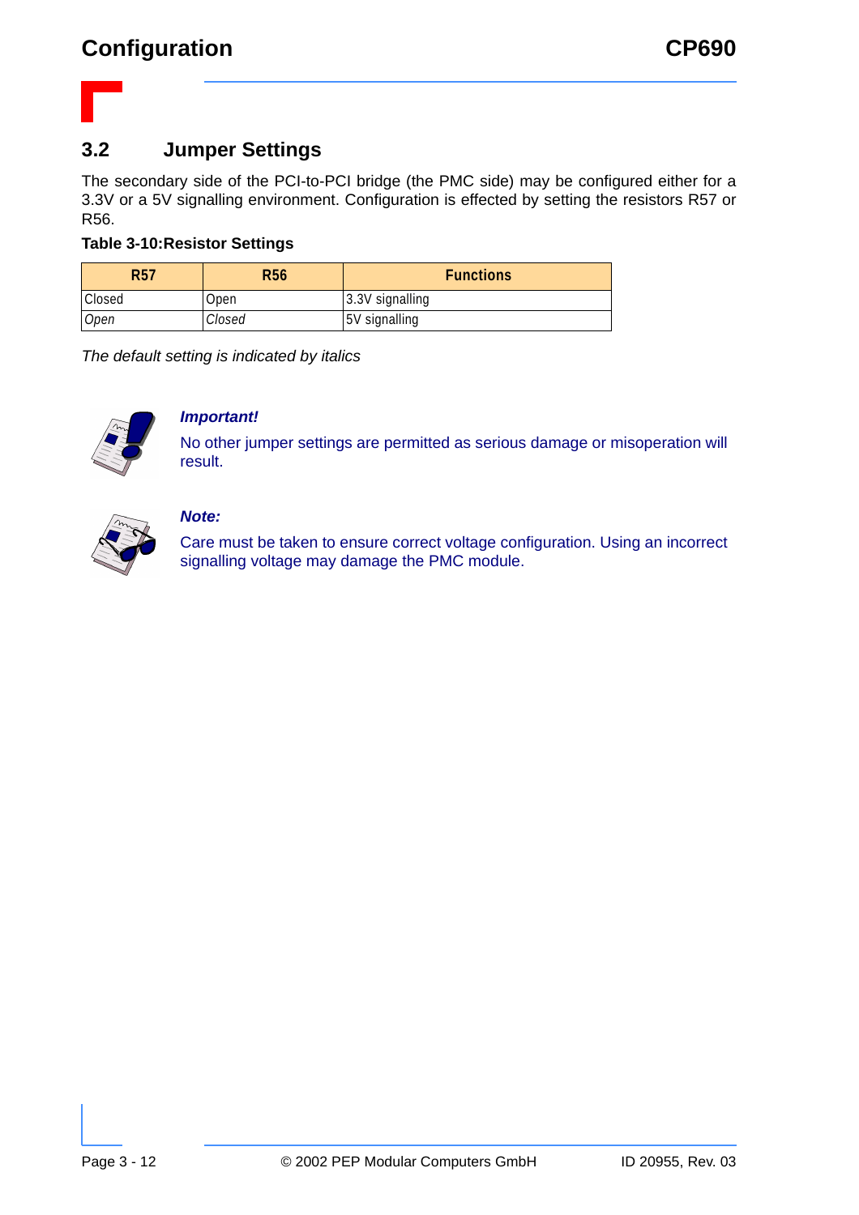## 3.2 Jumper Settings

The secondary side of the PCI-to-PCI bridge (the PMC side) may be configured either for a 3.3V or a 5V signalling environment. Configuration is effected by setting the resistors R57 or R56.

**Table 3-10:Resistor Settings**

| R57 | R56 | Functions |
|---|---|---|
| Closed | Open | 3.3V signalling |
| *Open* | *Closed* | 5V signalling |

*The default setting is indicated by italics*

***Important!***

No other jumper settings are permitted as serious damage or misoperation will result.

***Note:***

Care must be taken to ensure correct voltage configuration. Using an incorrect signalling voltage may damage the PMC module.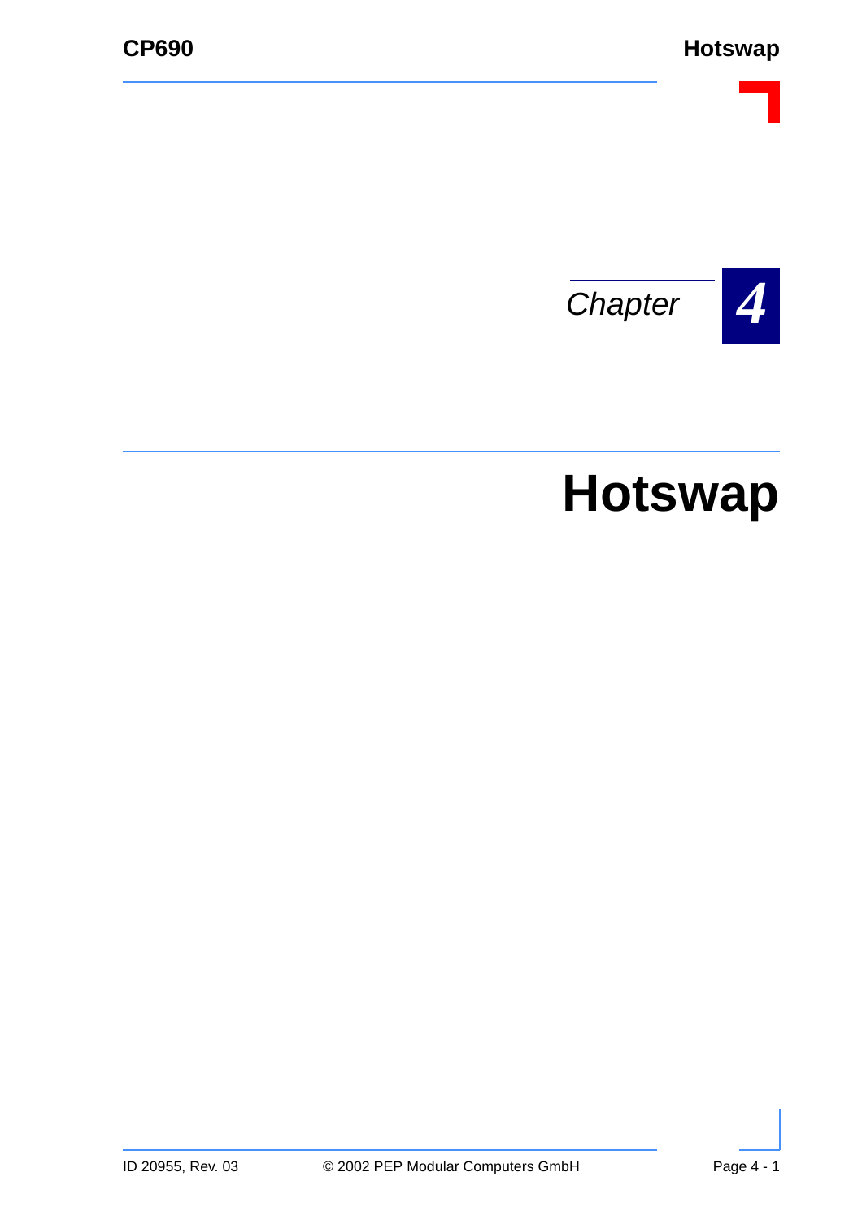Chapter 4

# Hotswap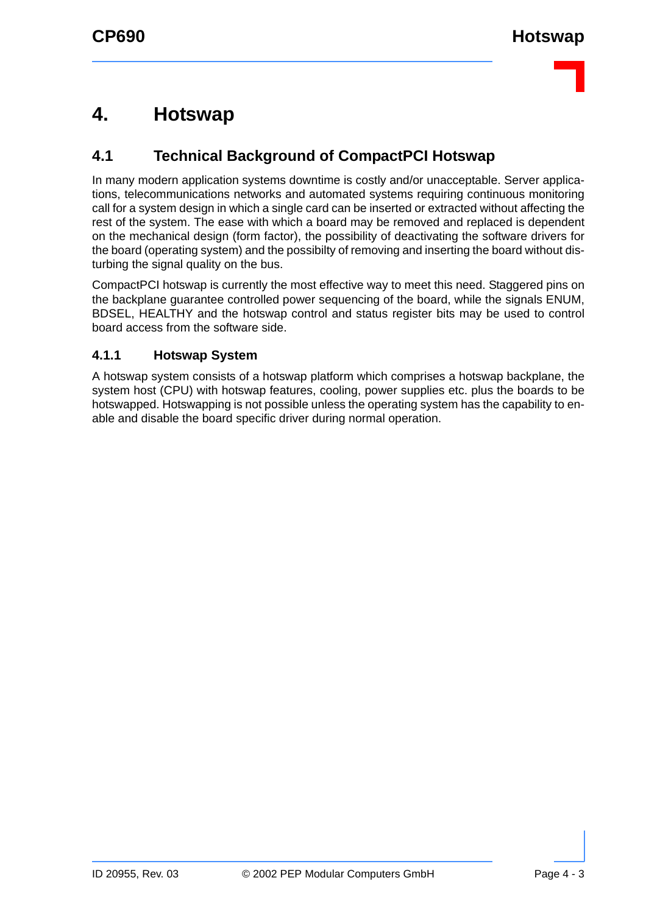# 4. Hotswap

## 4.1 Technical Background of CompactPCI Hotswap

In many modern application systems downtime is costly and/or unacceptable. Server applications, telecommunications networks and automated systems requiring continuous monitoring call for a system design in which a single card can be inserted or extracted without affecting the rest of the system. The ease with which a board may be removed and replaced is dependent on the mechanical design (form factor), the possibility of deactivating the software drivers for the board (operating system) and the possibilty of removing and inserting the board without disturbing the signal quality on the bus.

CompactPCI hotswap is currently the most effective way to meet this need. Staggered pins on the backplane guarantee controlled power sequencing of the board, while the signals ENUM, BDSEL, HEALTHY and the hotswap control and status register bits may be used to control board access from the software side.

### 4.1.1 Hotswap System

A hotswap system consists of a hotswap platform which comprises a hotswap backplane, the system host (CPU) with hotswap features, cooling, power supplies etc. plus the boards to be hotswapped. Hotswapping is not possible unless the operating system has the capability to enable and disable the board specific driver during normal operation.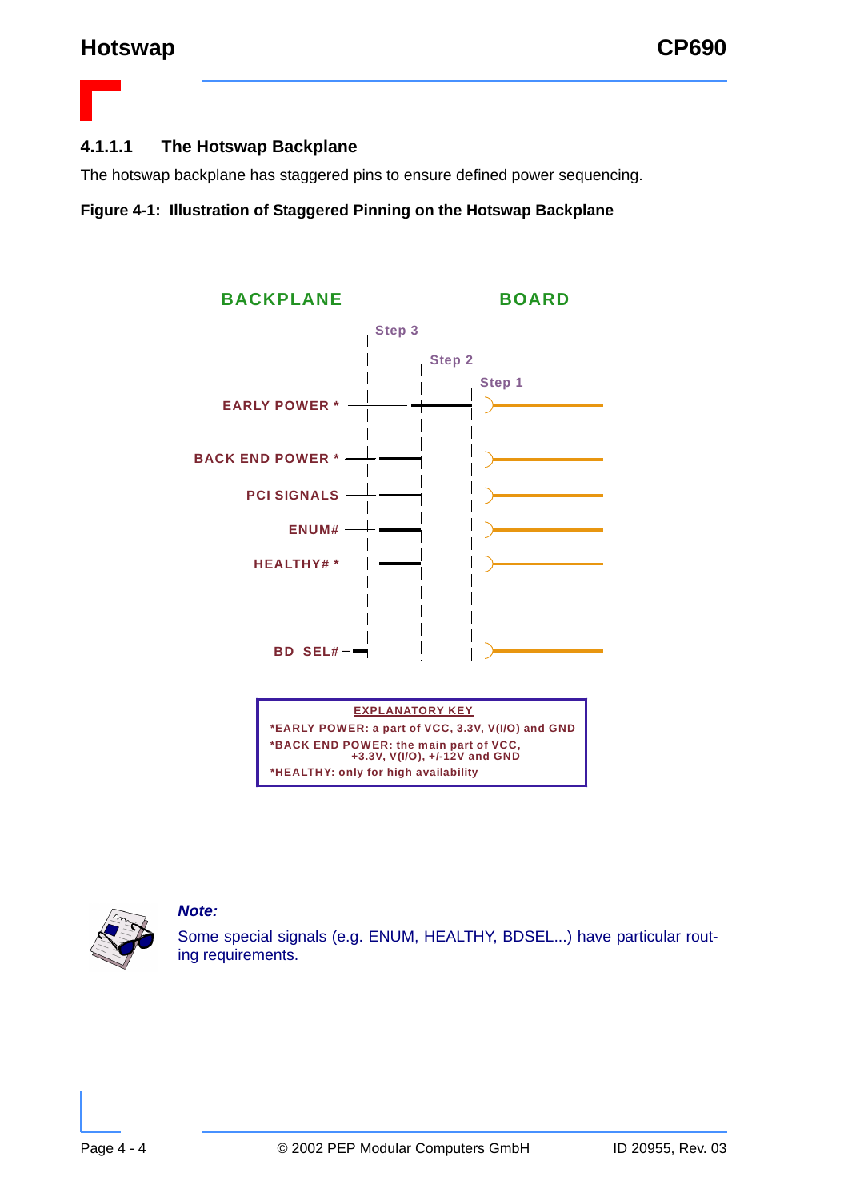#### 4.1.1.1 The Hotswap Backplane

The hotswap backplane has staggered pins to ensure defined power sequencing.

**Figure 4-1: Illustration of Staggered Pinning on the Hotswap Backplane**

BACKPLANE | BOARD

Step 3 | Step 2 | Step 1

EARLY POWER *

BACK END POWER *

PCI SIGNALS

ENUM#

HEALTHY# *

BD_SEL#

EXPLANATORY KEY

*EARLY POWER: a part of VCC, 3.3V, V(I/O) and GND

*BACK END POWER: the main part of VCC, +3.3V, V(I/O), +/-12V and GND

*HEALTHY: only for high availability

***Note:***

Some special signals (e.g. ENUM, HEALTHY, BDSEL...) have particular routing requirements.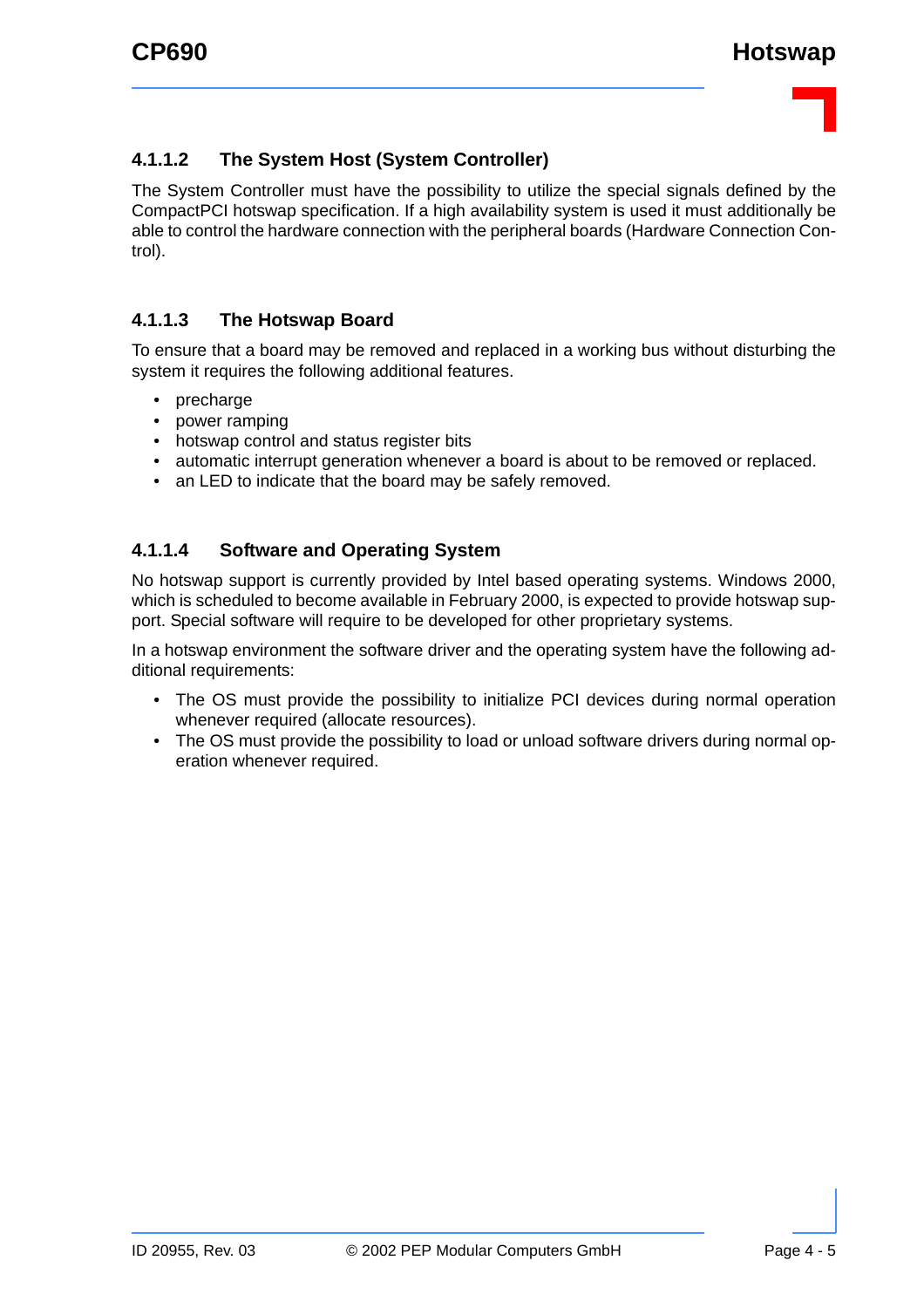#### 4.1.1.2 The System Host (System Controller)

The System Controller must have the possibility to utilize the special signals defined by the CompactPCI hotswap specification. If a high availability system is used it must additionally be able to control the hardware connection with the peripheral boards (Hardware Connection Control).

#### 4.1.1.3 The Hotswap Board

To ensure that a board may be removed and replaced in a working bus without disturbing the system it requires the following additional features.

- precharge
- power ramping
- hotswap control and status register bits
- automatic interrupt generation whenever a board is about to be removed or replaced.
- an LED to indicate that the board may be safely removed.

#### 4.1.1.4 Software and Operating System

No hotswap support is currently provided by Intel based operating systems. Windows 2000, which is scheduled to become available in February 2000, is expected to provide hotswap support. Special software will require to be developed for other proprietary systems.

In a hotswap environment the software driver and the operating system have the following additional requirements:

- The OS must provide the possibility to initialize PCI devices during normal operation whenever required (allocate resources).
- The OS must provide the possibility to load or unload software drivers during normal operation whenever required.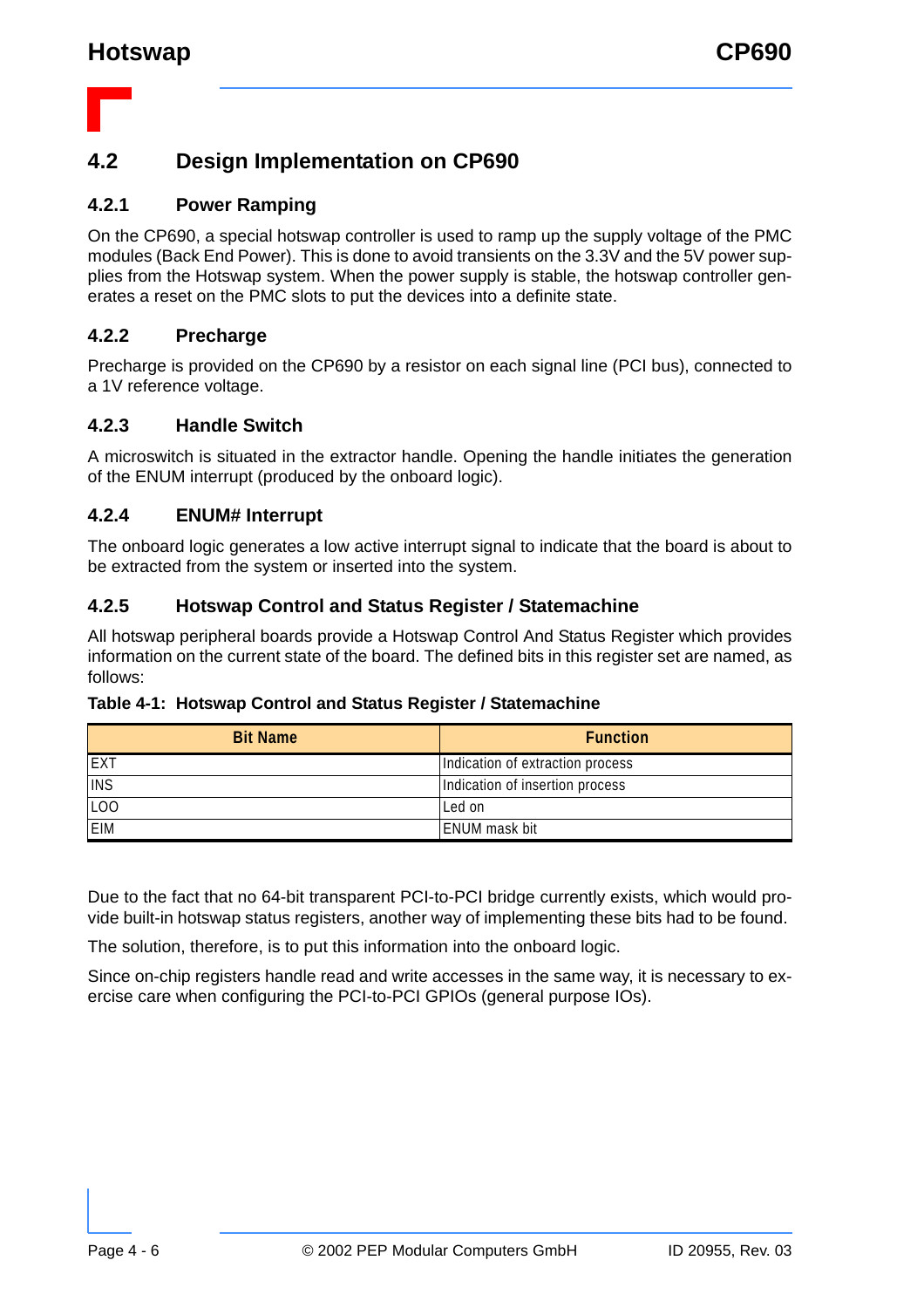## 4.2 Design Implementation on CP690

### 4.2.1 Power Ramping

On the CP690, a special hotswap controller is used to ramp up the supply voltage of the PMC modules (Back End Power). This is done to avoid transients on the 3.3V and the 5V power supplies from the Hotswap system. When the power supply is stable, the hotswap controller generates a reset on the PMC slots to put the devices into a definite state.

### 4.2.2 Precharge

Precharge is provided on the CP690 by a resistor on each signal line (PCI bus), connected to a 1V reference voltage.

### 4.2.3 Handle Switch

A microswitch is situated in the extractor handle. Opening the handle initiates the generation of the ENUM interrupt (produced by the onboard logic).

### 4.2.4 ENUM# Interrupt

The onboard logic generates a low active interrupt signal to indicate that the board is about to be extracted from the system or inserted into the system.

### 4.2.5 Hotswap Control and Status Register / Statemachine

All hotswap peripheral boards provide a Hotswap Control And Status Register which provides information on the current state of the board. The defined bits in this register set are named, as follows:

**Table 4-1: Hotswap Control and Status Register / Statemachine**

| Bit Name | Function |
|---|---|
| EXT | Indication of extraction process |
| INS | Indication of insertion process |
| LOO | Led on |
| EIM | ENUM mask bit |

Due to the fact that no 64-bit transparent PCI-to-PCI bridge currently exists, which would provide built-in hotswap status registers, another way of implementing these bits had to be found.

The solution, therefore, is to put this information into the onboard logic.

Since on-chip registers handle read and write accesses in the same way, it is necessary to exercise care when configuring the PCI-to-PCI GPIOs (general purpose IOs).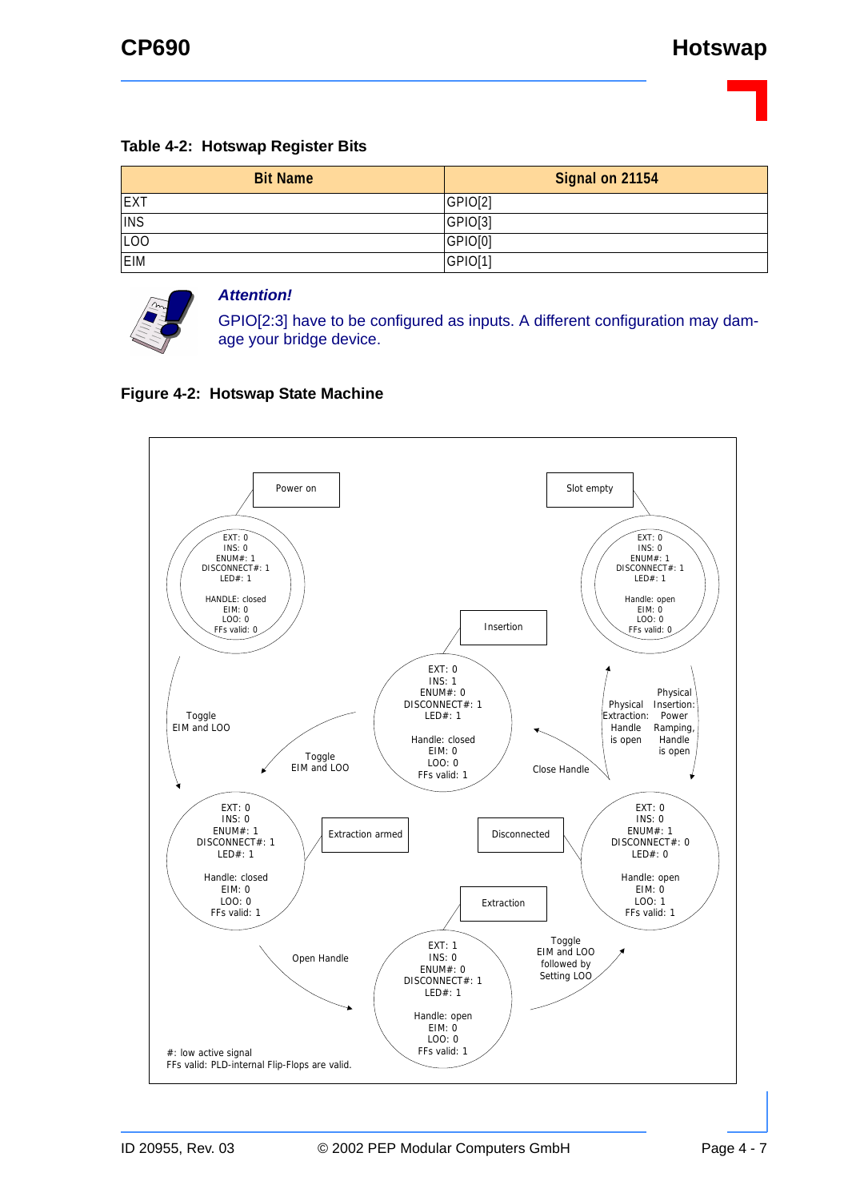**Table 4-2: Hotswap Register Bits**

| Bit Name | Signal on 21154 |
|---|---|
| EXT | GPIO[2] |
| INS | GPIO[3] |
| LOO | GPIO[0] |
| EIM | GPIO[1] |

***Attention!***

GPIO[2:3] have to be configured as inputs. A different configuration may damage your bridge device.

**Figure 4-2: Hotswap State Machine**

Power on
EXT: 0
INS: 0
ENUM#: 1
DISCONNECT#: 1
LED#: 1
HANDLE: closed
EIM: 0
LOO: 0
FFs valid: 0

Slot empty
EXT: 0
INS: 0
ENUM#: 1
DISCONNECT#: 1
LED#: 1
Handle: open
EIM: 0
LOO: 0
FFs valid: 0

Insertion
EXT: 0
INS: 1
ENUM#: 0
DISCONNECT#: 1
LED#: 1
Handle: closed
EIM: 0
LOO: 0
FFs valid: 1

Extraction armed
EXT: 0
INS: 0
ENUM#: 1
DISCONNECT#: 1
LED#: 1
Handle: closed
EIM: 0
LOO: 0
FFs valid: 1

Disconnected
EXT: 0
INS: 0
ENUM#: 1
DISCONNECT#: 0
LED#: 0
Handle: open
EIM: 0
LOO: 1
FFs valid: 1

Extraction
EXT: 1
INS: 0
ENUM#: 0
DISCONNECT#: 1
LED#: 1
Handle: open
EIM: 0
LOO: 0
FFs valid: 1

Transitions: Toggle EIM and LOO; Toggle EIM and LOO; Physical Extraction: Handle is open; Physical Insertion: Power Ramping, Handle is open; Close Handle; Open Handle; Toggle EIM and LOO followed by Setting LOO

#: low active signal
FFs valid: PLD-internal Flip-Flops are valid.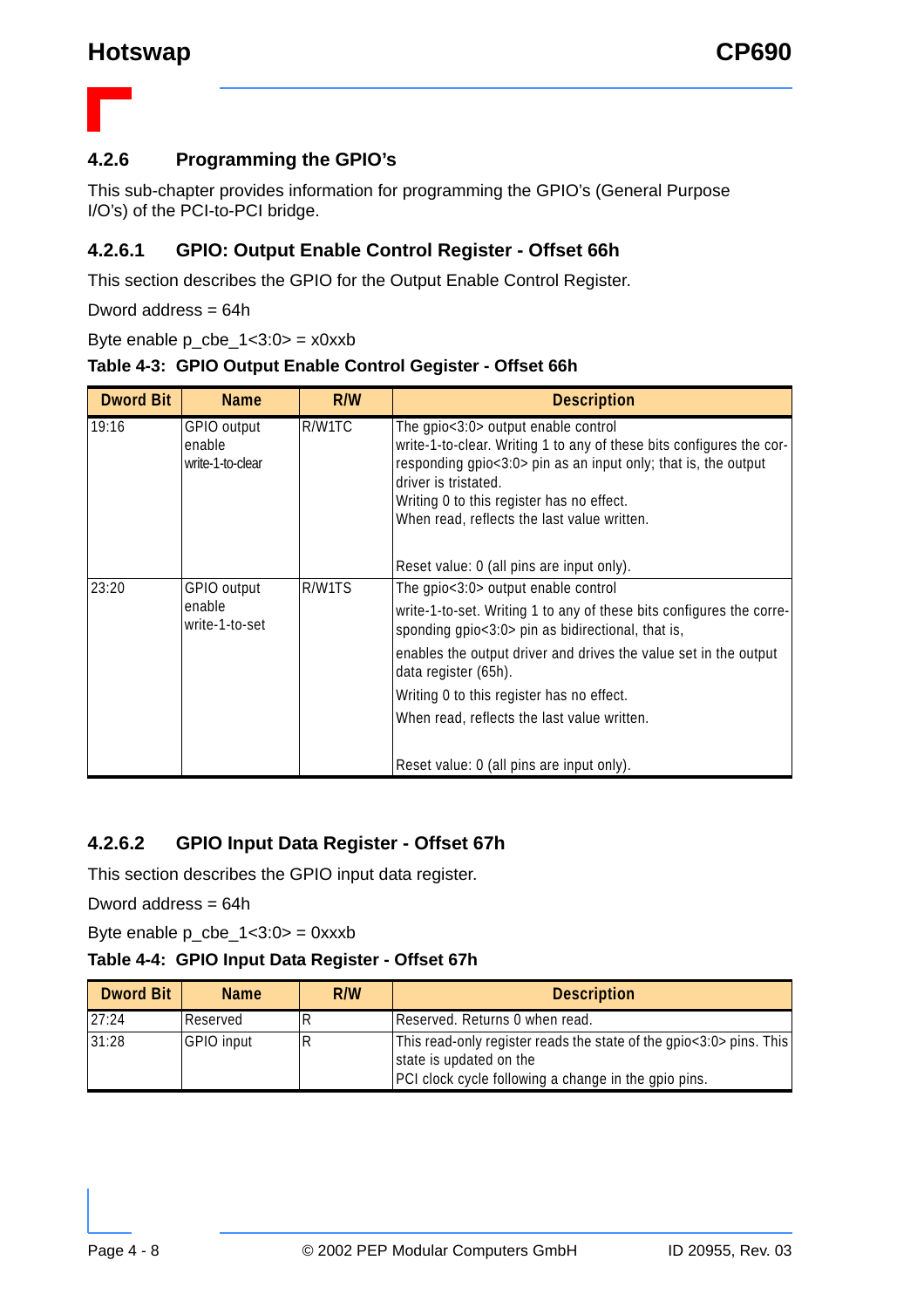### 4.2.6 Programming the GPIO's

This sub-chapter provides information for programming the GPIO's (General Purpose I/O's) of the PCI-to-PCI bridge.

#### 4.2.6.1 GPIO: Output Enable Control Register - Offset 66h

This section describes the GPIO for the Output Enable Control Register.

Dword address = 64h

Byte enable p_cbe_1<3:0> = x0xxb

**Table 4-3: GPIO Output Enable Control Gegister - Offset 66h**

| Dword Bit | Name | R/W | Description |
|---|---|---|---|
| 19:16 | GPIO output enable write-1-to-clear | R/W1TC | The gpio<3:0> output enable control write-1-to-clear. Writing 1 to any of these bits configures the corresponding gpio<3:0> pin as an input only; that is, the output driver is tristated. Writing 0 to this register has no effect. When read, reflects the last value written. Reset value: 0 (all pins are input only). |
| 23:20 | GPIO output enable write-1-to-set | R/W1TS | The gpio<3:0> output enable control write-1-to-set. Writing 1 to any of these bits configures the corresponding gpio<3:0> pin as bidirectional, that is, enables the output driver and drives the value set in the output data register (65h). Writing 0 to this register has no effect. When read, reflects the last value written. Reset value: 0 (all pins are input only). |

#### 4.2.6.2 GPIO Input Data Register - Offset 67h

This section describes the GPIO input data register.

Dword address = 64h

Byte enable p_cbe_1<3:0> = 0xxxb

**Table 4-4: GPIO Input Data Register - Offset 67h**

| Dword Bit | Name | R/W | Description |
|---|---|---|---|
| 27:24 | Reserved | R | Reserved. Returns 0 when read. |
| 31:28 | GPIO input | R | This read-only register reads the state of the gpio<3:0> pins. This state is updated on the PCI clock cycle following a change in the gpio pins. |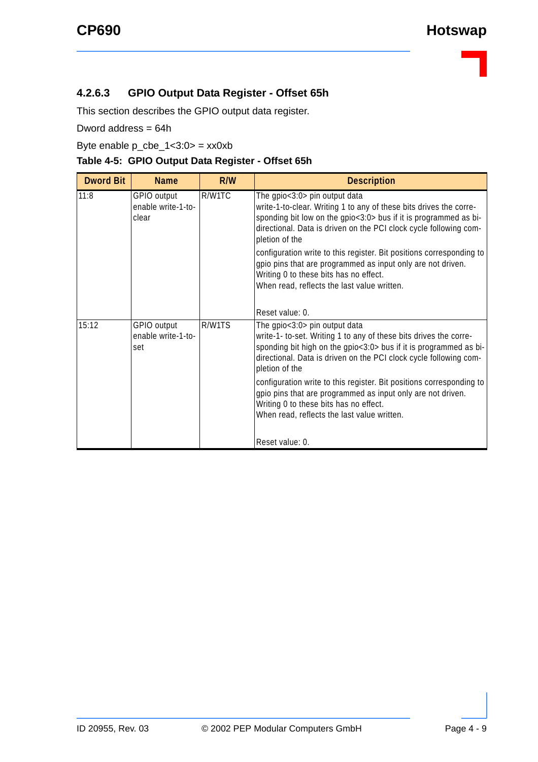#### 4.2.6.3 GPIO Output Data Register - Offset 65h

This section describes the GPIO output data register.

Dword address = 64h

Byte enable p_cbe_1<3:0> = xx0xb

**Table 4-5: GPIO Output Data Register - Offset 65h**

| Dword Bit | Name | R/W | Description |
|---|---|---|---|
| 11:8 | GPIO output enable write-1-to-clear | R/W1TC | The gpio<3:0> pin output data write-1-to-clear. Writing 1 to any of these bits drives the corresponding bit low on the gpio<3:0> bus if it is programmed as bidirectional. Data is driven on the PCI clock cycle following completion of the<br><br>configuration write to this register. Bit positions corresponding to gpio pins that are programmed as input only are not driven. Writing 0 to these bits has no effect.<br>When read, reflects the last value written.<br><br>Reset value: 0. |
| 15:12 | GPIO output enable write-1-to-set | R/W1TS | The gpio<3:0> pin output data write-1- to-set. Writing 1 to any of these bits drives the corresponding bit high on the gpio<3:0> bus if it is programmed as bidirectional. Data is driven on the PCI clock cycle following completion of the<br><br>configuration write to this register. Bit positions corresponding to gpio pins that are programmed as input only are not driven. Writing 0 to these bits has no effect.<br>When read, reflects the last value written.<br><br>Reset value: 0. |